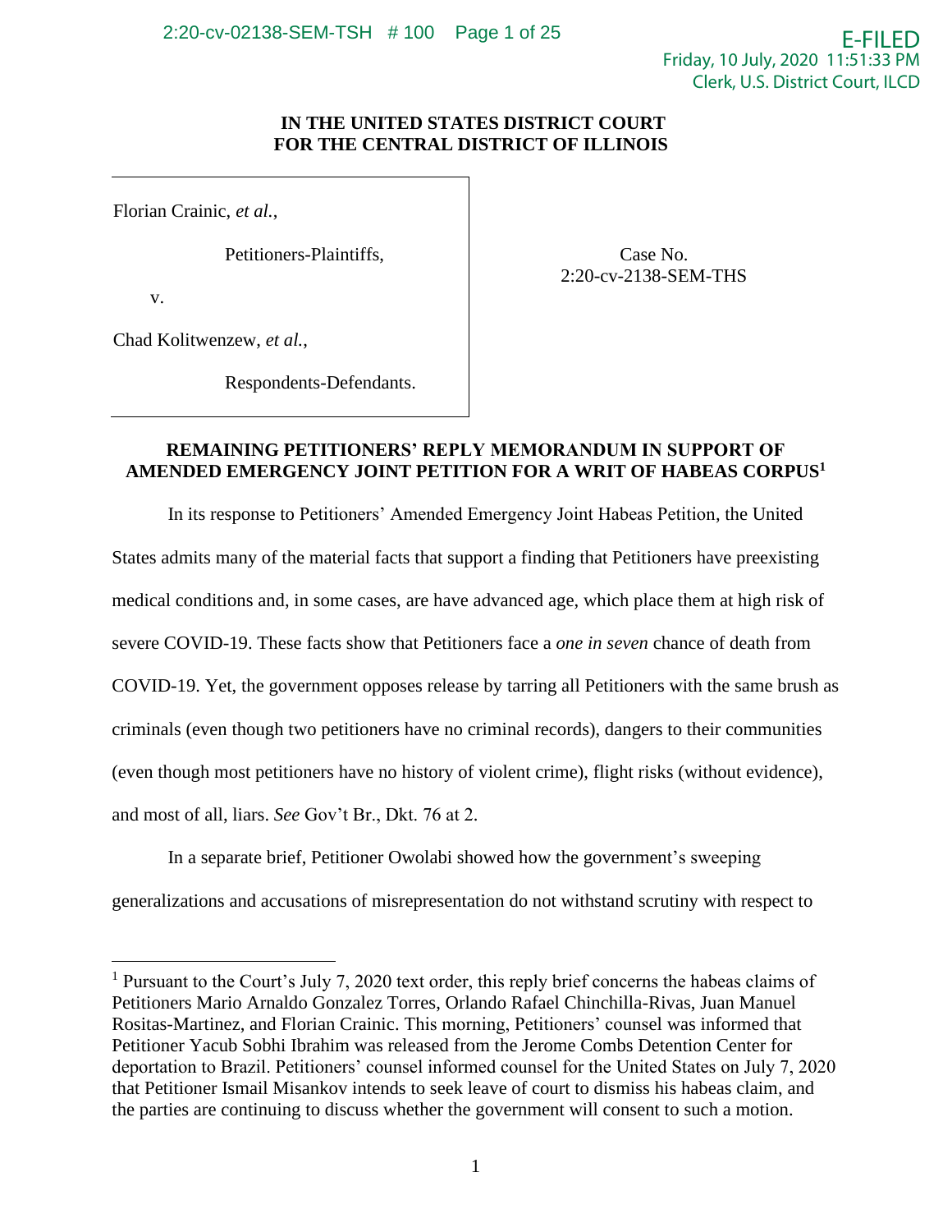**IN THE UNITED STATES DISTRICT COURT**
**FOR THE CENTRAL DISTRICT OF ILLINOIS**

| | |
|---|---|
| Florian Crainic, *et al.*,<br><br>Petitioners-Plaintiffs,<br><br>v.<br><br>Chad Kolitwenzew, *et al.*,<br><br>Respondents-Defendants. | Case No.<br>2:20-cv-2138-SEM-THS |

## REMAINING PETITIONERS' REPLY MEMORANDUM IN SUPPORT OF AMENDED EMERGENCY JOINT PETITION FOR A WRIT OF HABEAS CORPUS[1]

In its response to Petitioners' Amended Emergency Joint Habeas Petition, the United States admits many of the material facts that support a finding that Petitioners have preexisting medical conditions and, in some cases, are have advanced age, which place them at high risk of severe COVID-19. These facts show that Petitioners face a *one in seven* chance of death from COVID-19. Yet, the government opposes release by tarring all Petitioners with the same brush as criminals (even though two petitioners have no criminal records), dangers to their communities (even though most petitioners have no history of violent crime), flight risks (without evidence), and most of all, liars. *See* Gov't Br., Dkt. 76 at 2.

In a separate brief, Petitioner Owolabi showed how the government's sweeping generalizations and accusations of misrepresentation do not withstand scrutiny with respect to

---

[1] Pursuant to the Court's July 7, 2020 text order, this reply brief concerns the habeas claims of Petitioners Mario Arnaldo Gonzalez Torres, Orlando Rafael Chinchilla-Rivas, Juan Manuel Rositas-Martinez, and Florian Crainic. This morning, Petitioners' counsel was informed that Petitioner Yacub Sobhi Ibrahim was released from the Jerome Combs Detention Center for deportation to Brazil. Petitioners' counsel informed counsel for the United States on July 7, 2020 that Petitioner Ismail Misankov intends to seek leave of court to dismiss his habeas claim, and the parties are continuing to discuss whether the government will consent to such a motion.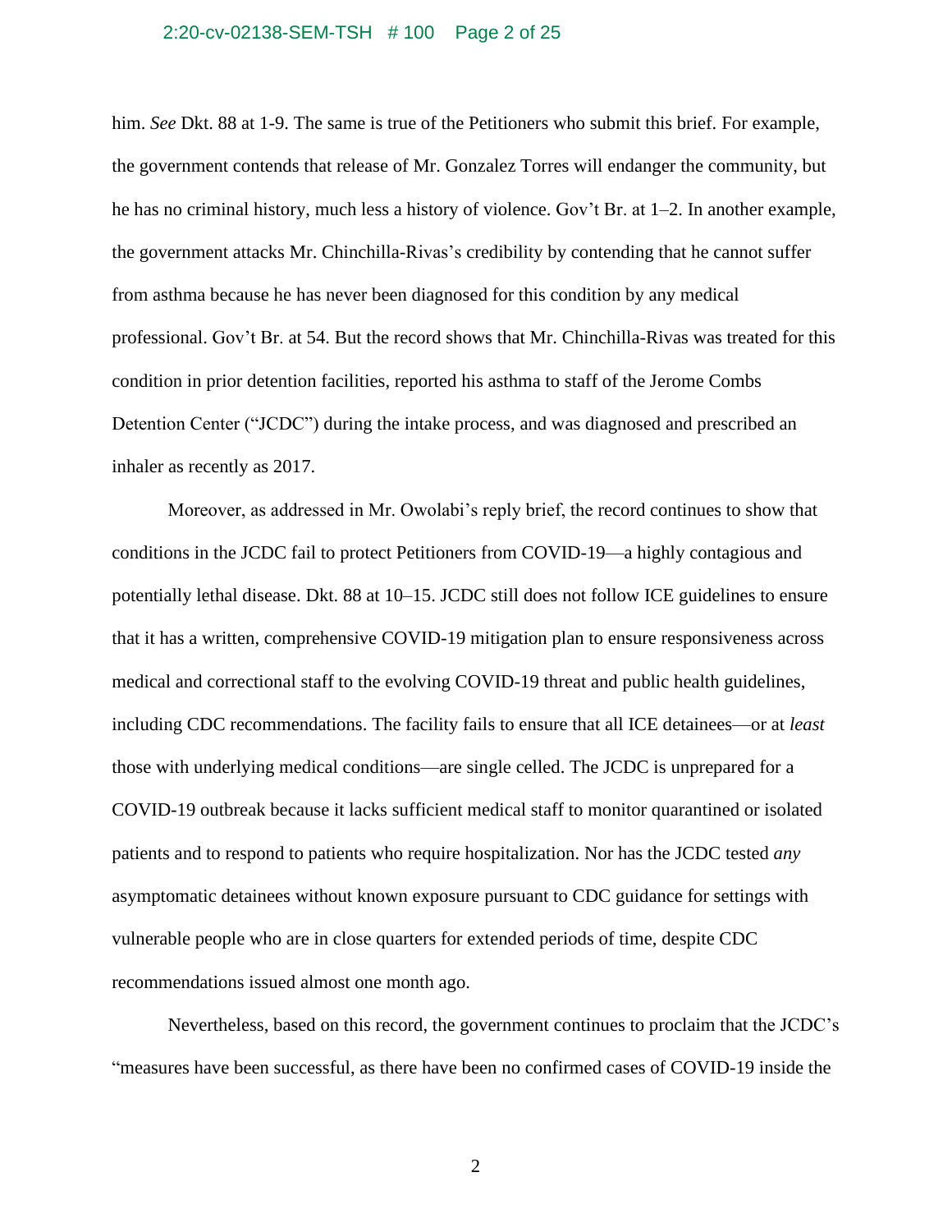him. *See* Dkt. 88 at 1-9. The same is true of the Petitioners who submit this brief. For example, the government contends that release of Mr. Gonzalez Torres will endanger the community, but he has no criminal history, much less a history of violence. Gov't Br. at 1–2. In another example, the government attacks Mr. Chinchilla-Rivas's credibility by contending that he cannot suffer from asthma because he has never been diagnosed for this condition by any medical professional. Gov't Br. at 54. But the record shows that Mr. Chinchilla-Rivas was treated for this condition in prior detention facilities, reported his asthma to staff of the Jerome Combs Detention Center ("JCDC") during the intake process, and was diagnosed and prescribed an inhaler as recently as 2017.

Moreover, as addressed in Mr. Owolabi's reply brief, the record continues to show that conditions in the JCDC fail to protect Petitioners from COVID-19—a highly contagious and potentially lethal disease. Dkt. 88 at 10–15. JCDC still does not follow ICE guidelines to ensure that it has a written, comprehensive COVID-19 mitigation plan to ensure responsiveness across medical and correctional staff to the evolving COVID-19 threat and public health guidelines, including CDC recommendations. The facility fails to ensure that all ICE detainees—or at *least* those with underlying medical conditions—are single celled. The JCDC is unprepared for a COVID-19 outbreak because it lacks sufficient medical staff to monitor quarantined or isolated patients and to respond to patients who require hospitalization. Nor has the JCDC tested *any* asymptomatic detainees without known exposure pursuant to CDC guidance for settings with vulnerable people who are in close quarters for extended periods of time, despite CDC recommendations issued almost one month ago.

Nevertheless, based on this record, the government continues to proclaim that the JCDC's "measures have been successful, as there have been no confirmed cases of COVID-19 inside the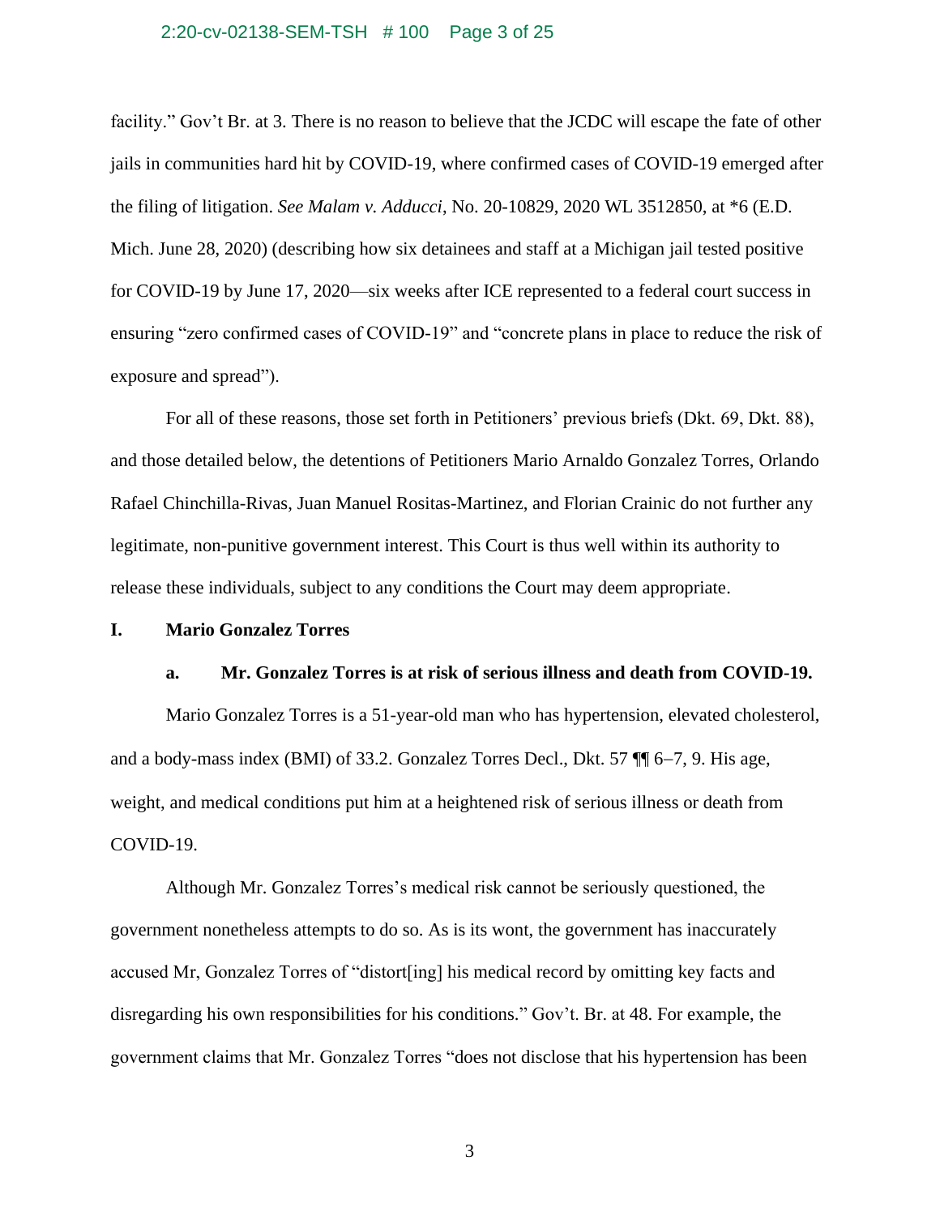facility." Gov't Br. at 3. There is no reason to believe that the JCDC will escape the fate of other jails in communities hard hit by COVID-19, where confirmed cases of COVID-19 emerged after the filing of litigation. *See Malam v. Adducci*, No. 20-10829, 2020 WL 3512850, at *6 (E.D. Mich. June 28, 2020) (describing how six detainees and staff at a Michigan jail tested positive for COVID-19 by June 17, 2020—six weeks after ICE represented to a federal court success in ensuring "zero confirmed cases of COVID-19" and "concrete plans in place to reduce the risk of exposure and spread").

For all of these reasons, those set forth in Petitioners' previous briefs (Dkt. 69, Dkt. 88), and those detailed below, the detentions of Petitioners Mario Arnaldo Gonzalez Torres, Orlando Rafael Chinchilla-Rivas, Juan Manuel Rositas-Martinez, and Florian Crainic do not further any legitimate, non-punitive government interest. This Court is thus well within its authority to release these individuals, subject to any conditions the Court may deem appropriate.

## I. Mario Gonzalez Torres

### a. Mr. Gonzalez Torres is at risk of serious illness and death from COVID-19.

Mario Gonzalez Torres is a 51-year-old man who has hypertension, elevated cholesterol, and a body-mass index (BMI) of 33.2. Gonzalez Torres Decl., Dkt. 57 ¶¶ 6–7, 9. His age, weight, and medical conditions put him at a heightened risk of serious illness or death from COVID-19.

Although Mr. Gonzalez Torres's medical risk cannot be seriously questioned, the government nonetheless attempts to do so. As is its wont, the government has inaccurately accused Mr, Gonzalez Torres of "distort[ing] his medical record by omitting key facts and disregarding his own responsibilities for his conditions." Gov't. Br. at 48. For example, the government claims that Mr. Gonzalez Torres "does not disclose that his hypertension has been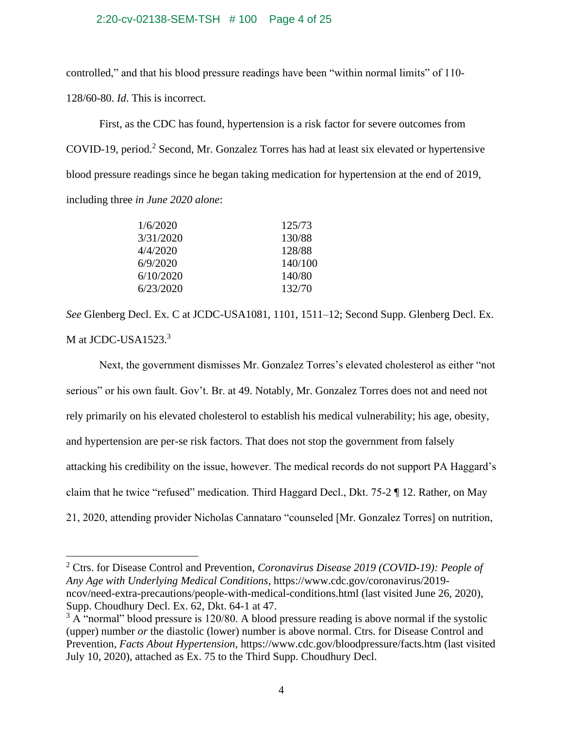controlled," and that his blood pressure readings have been "within normal limits" of 110-128/60-80. *Id*. This is incorrect.

First, as the CDC has found, hypertension is a risk factor for severe outcomes from COVID-19, period.[2] Second, Mr. Gonzalez Torres has had at least six elevated or hypertensive blood pressure readings since he began taking medication for hypertension at the end of 2019, including three *in June 2020 alone*:

| | |
|---|---|
| 1/6/2020 | 125/73 |
| 3/31/2020 | 130/88 |
| 4/4/2020 | 128/88 |
| 6/9/2020 | 140/100 |
| 6/10/2020 | 140/80 |
| 6/23/2020 | 132/70 |

*See* Glenberg Decl. Ex. C at JCDC-USA1081, 1101, 1511–12; Second Supp. Glenberg Decl. Ex. M at JCDC-USA1523.[3]

Next, the government dismisses Mr. Gonzalez Torres's elevated cholesterol as either "not serious" or his own fault. Gov't. Br. at 49. Notably, Mr. Gonzalez Torres does not and need not rely primarily on his elevated cholesterol to establish his medical vulnerability; his age, obesity, and hypertension are per-se risk factors. That does not stop the government from falsely attacking his credibility on the issue, however. The medical records do not support PA Haggard's claim that he twice "refused" medication. Third Haggard Decl., Dkt. 75-2 ¶ 12. Rather, on May 21, 2020, attending provider Nicholas Cannataro "counseled [Mr. Gonzalez Torres] on nutrition,

---

[2] Ctrs. for Disease Control and Prevention, *Coronavirus Disease 2019 (COVID-19): People of Any Age with Underlying Medical Conditions*, https://www.cdc.gov/coronavirus/2019-ncov/need-extra-precautions/people-with-medical-conditions.html (last visited June 26, 2020), Supp. Choudhury Decl. Ex. 62, Dkt. 64-1 at 47.

[3] A "normal" blood pressure is 120/80. A blood pressure reading is above normal if the systolic (upper) number *or* the diastolic (lower) number is above normal. Ctrs. for Disease Control and Prevention, *Facts About Hypertension*, https://www.cdc.gov/bloodpressure/facts.htm (last visited July 10, 2020), attached as Ex. 75 to the Third Supp. Choudhury Decl.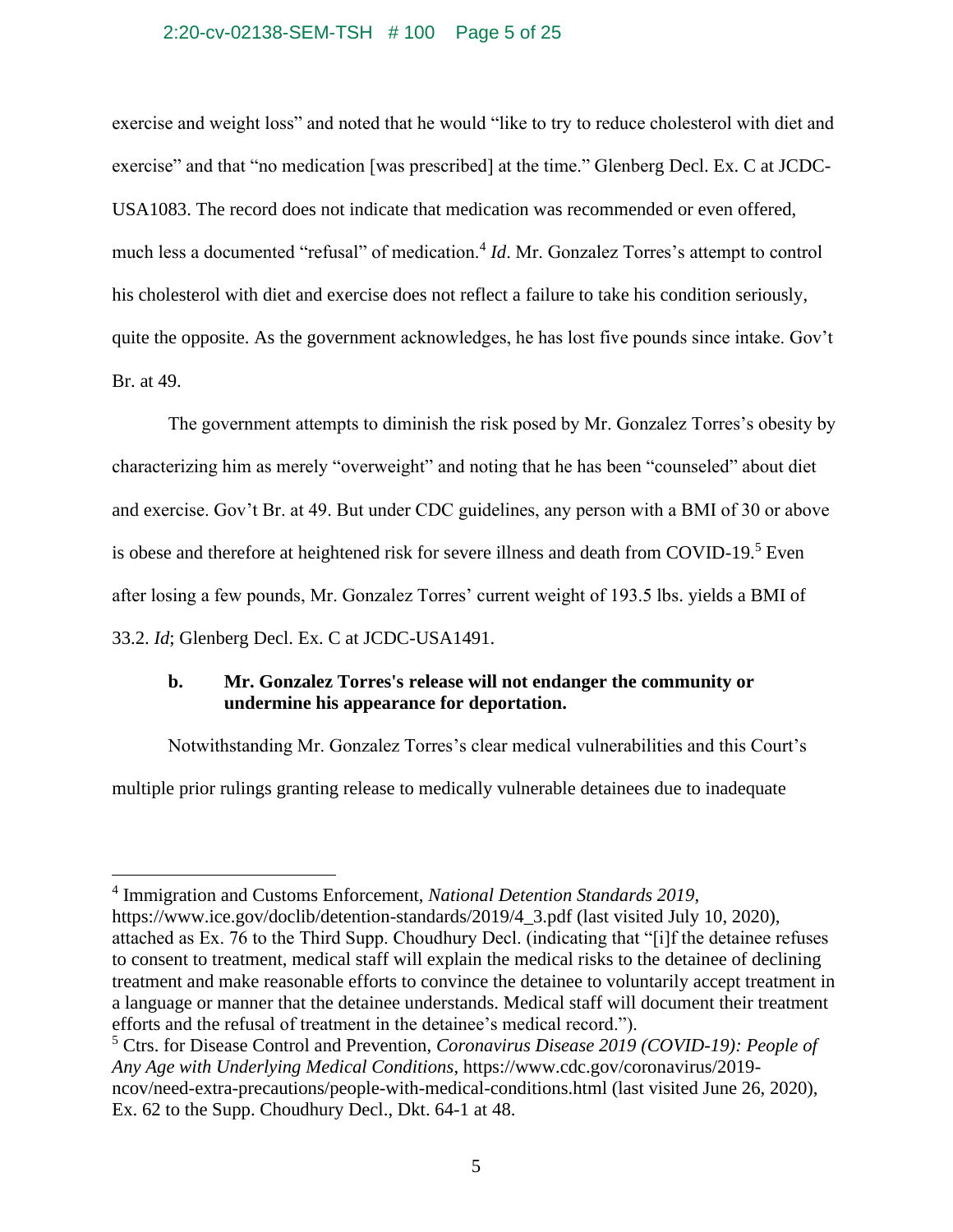exercise and weight loss" and noted that he would "like to try to reduce cholesterol with diet and exercise" and that "no medication [was prescribed] at the time." Glenberg Decl. Ex. C at JCDC-USA1083. The record does not indicate that medication was recommended or even offered, much less a documented "refusal" of medication.[4] *Id*. Mr. Gonzalez Torres's attempt to control his cholesterol with diet and exercise does not reflect a failure to take his condition seriously, quite the opposite. As the government acknowledges, he has lost five pounds since intake. Gov't Br. at 49.

The government attempts to diminish the risk posed by Mr. Gonzalez Torres's obesity by characterizing him as merely "overweight" and noting that he has been "counseled" about diet and exercise. Gov't Br. at 49. But under CDC guidelines, any person with a BMI of 30 or above is obese and therefore at heightened risk for severe illness and death from COVID-19.[5] Even after losing a few pounds, Mr. Gonzalez Torres' current weight of 193.5 lbs. yields a BMI of 33.2. *Id*; Glenberg Decl. Ex. C at JCDC-USA1491.

### b. Mr. Gonzalez Torres's release will not endanger the community or undermine his appearance for deportation.

Notwithstanding Mr. Gonzalez Torres's clear medical vulnerabilities and this Court's multiple prior rulings granting release to medically vulnerable detainees due to inadequate

---

[4] Immigration and Customs Enforcement, *National Detention Standards 2019*, https://www.ice.gov/doclib/detention-standards/2019/4_3.pdf (last visited July 10, 2020), attached as Ex. 76 to the Third Supp. Choudhury Decl. (indicating that "[i]f the detainee refuses to consent to treatment, medical staff will explain the medical risks to the detainee of declining treatment and make reasonable efforts to convince the detainee to voluntarily accept treatment in a language or manner that the detainee understands. Medical staff will document their treatment efforts and the refusal of treatment in the detainee's medical record.").

[5] Ctrs. for Disease Control and Prevention, *Coronavirus Disease 2019 (COVID-19): People of Any Age with Underlying Medical Conditions*, https://www.cdc.gov/coronavirus/2019-ncov/need-extra-precautions/people-with-medical-conditions.html (last visited June 26, 2020), Ex. 62 to the Supp. Choudhury Decl., Dkt. 64-1 at 48.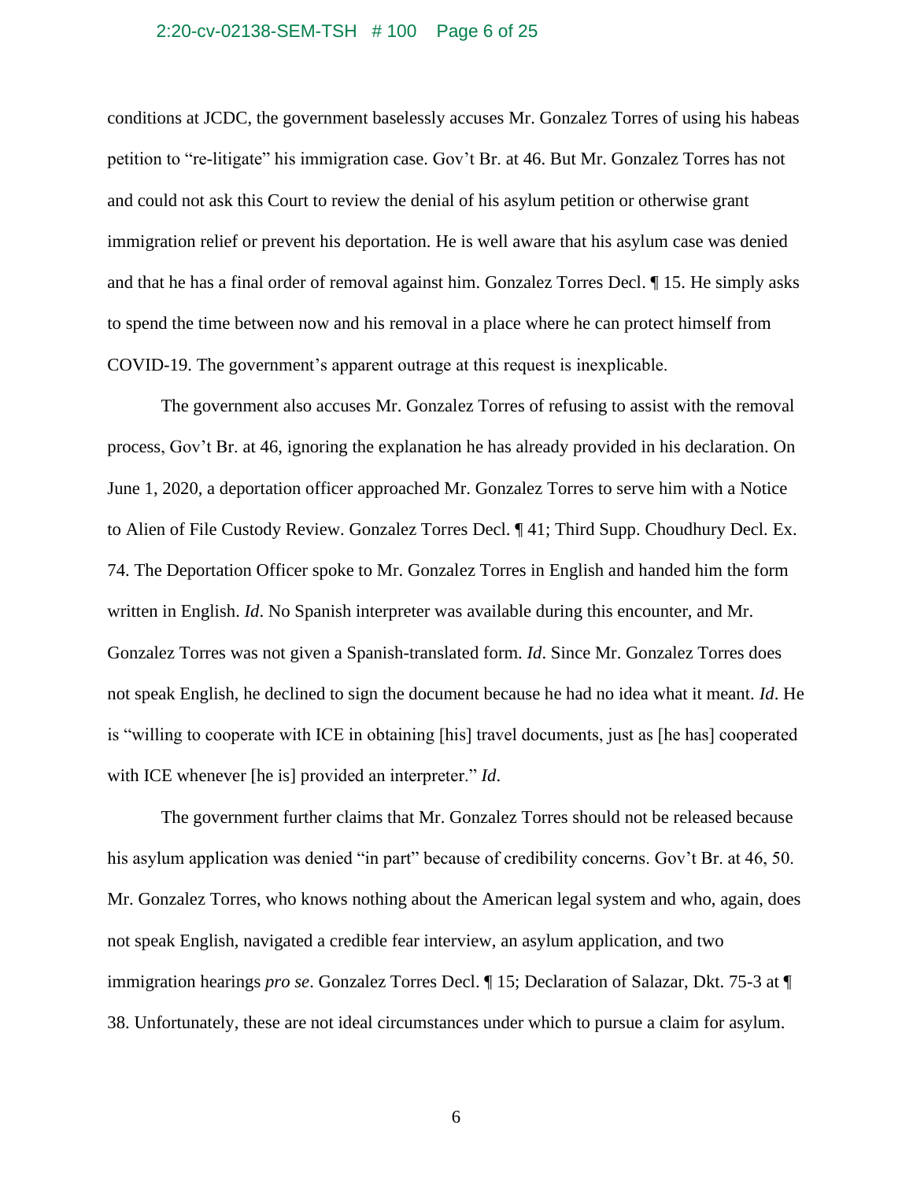conditions at JCDC, the government baselessly accuses Mr. Gonzalez Torres of using his habeas petition to "re-litigate" his immigration case. Gov't Br. at 46. But Mr. Gonzalez Torres has not and could not ask this Court to review the denial of his asylum petition or otherwise grant immigration relief or prevent his deportation. He is well aware that his asylum case was denied and that he has a final order of removal against him. Gonzalez Torres Decl. ¶ 15. He simply asks to spend the time between now and his removal in a place where he can protect himself from COVID-19. The government's apparent outrage at this request is inexplicable.

The government also accuses Mr. Gonzalez Torres of refusing to assist with the removal process, Gov't Br. at 46, ignoring the explanation he has already provided in his declaration. On June 1, 2020, a deportation officer approached Mr. Gonzalez Torres to serve him with a Notice to Alien of File Custody Review. Gonzalez Torres Decl. ¶ 41; Third Supp. Choudhury Decl. Ex. 74. The Deportation Officer spoke to Mr. Gonzalez Torres in English and handed him the form written in English. *Id*. No Spanish interpreter was available during this encounter, and Mr. Gonzalez Torres was not given a Spanish-translated form. *Id*. Since Mr. Gonzalez Torres does not speak English, he declined to sign the document because he had no idea what it meant. *Id*. He is "willing to cooperate with ICE in obtaining [his] travel documents, just as [he has] cooperated with ICE whenever [he is] provided an interpreter." *Id*.

The government further claims that Mr. Gonzalez Torres should not be released because his asylum application was denied "in part" because of credibility concerns. Gov't Br. at 46, 50. Mr. Gonzalez Torres, who knows nothing about the American legal system and who, again, does not speak English, navigated a credible fear interview, an asylum application, and two immigration hearings *pro se*. Gonzalez Torres Decl. ¶ 15; Declaration of Salazar, Dkt. 75-3 at ¶ 38. Unfortunately, these are not ideal circumstances under which to pursue a claim for asylum.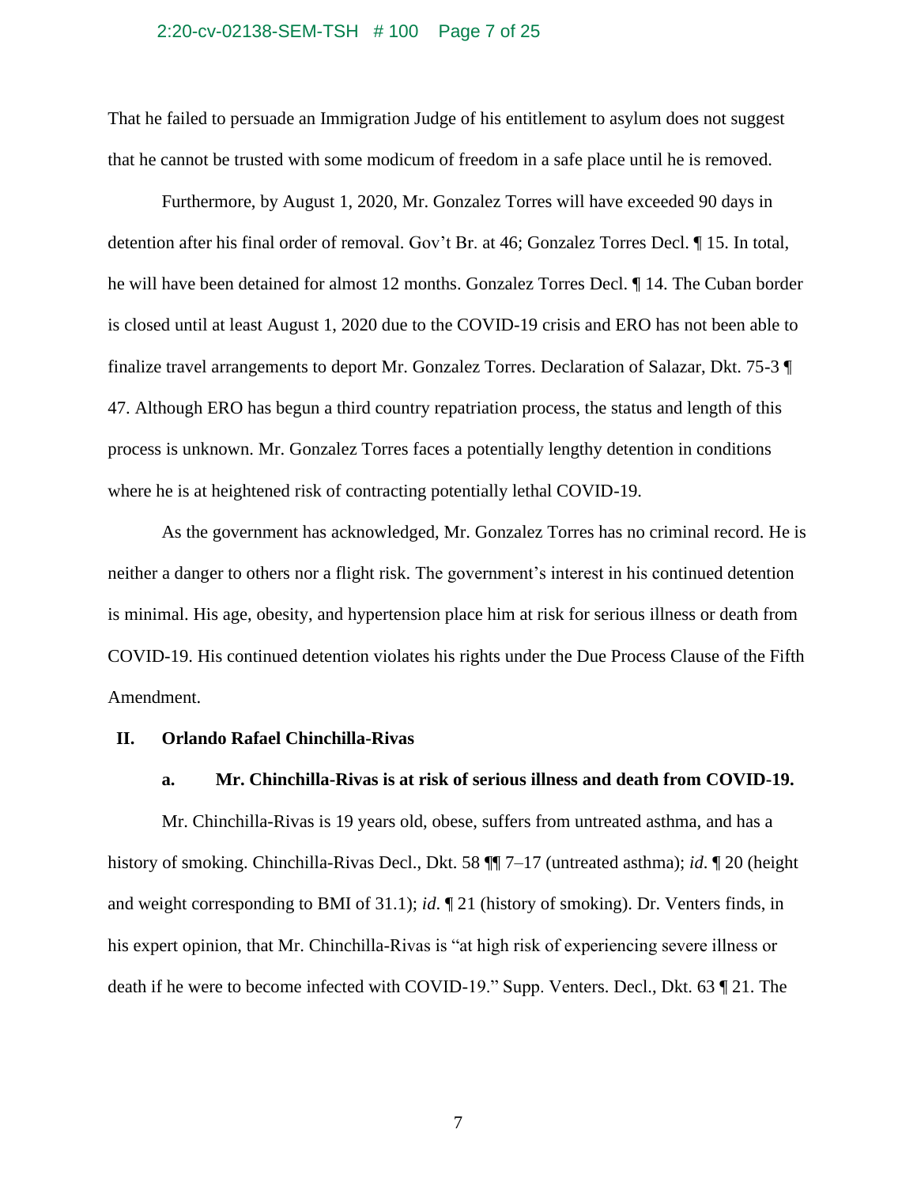That he failed to persuade an Immigration Judge of his entitlement to asylum does not suggest that he cannot be trusted with some modicum of freedom in a safe place until he is removed.

Furthermore, by August 1, 2020, Mr. Gonzalez Torres will have exceeded 90 days in detention after his final order of removal. Gov't Br. at 46; Gonzalez Torres Decl. ¶ 15. In total, he will have been detained for almost 12 months. Gonzalez Torres Decl. ¶ 14. The Cuban border is closed until at least August 1, 2020 due to the COVID-19 crisis and ERO has not been able to finalize travel arrangements to deport Mr. Gonzalez Torres. Declaration of Salazar, Dkt. 75-3 ¶ 47. Although ERO has begun a third country repatriation process, the status and length of this process is unknown. Mr. Gonzalez Torres faces a potentially lengthy detention in conditions where he is at heightened risk of contracting potentially lethal COVID-19.

As the government has acknowledged, Mr. Gonzalez Torres has no criminal record. He is neither a danger to others nor a flight risk. The government's interest in his continued detention is minimal. His age, obesity, and hypertension place him at risk for serious illness or death from COVID-19. His continued detention violates his rights under the Due Process Clause of the Fifth Amendment.

## II. Orlando Rafael Chinchilla-Rivas

### a. Mr. Chinchilla-Rivas is at risk of serious illness and death from COVID-19.

Mr. Chinchilla-Rivas is 19 years old, obese, suffers from untreated asthma, and has a history of smoking. Chinchilla-Rivas Decl., Dkt. 58 ¶¶ 7–17 (untreated asthma); *id*. ¶ 20 (height and weight corresponding to BMI of 31.1); *id*. ¶ 21 (history of smoking). Dr. Venters finds, in his expert opinion, that Mr. Chinchilla-Rivas is "at high risk of experiencing severe illness or death if he were to become infected with COVID-19." Supp. Venters. Decl., Dkt. 63 ¶ 21. The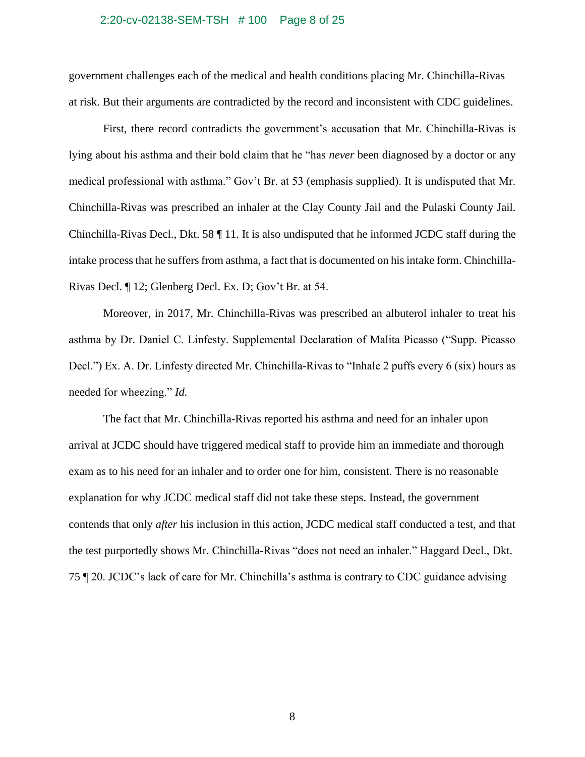government challenges each of the medical and health conditions placing Mr. Chinchilla-Rivas at risk. But their arguments are contradicted by the record and inconsistent with CDC guidelines.

First, there record contradicts the government's accusation that Mr. Chinchilla-Rivas is lying about his asthma and their bold claim that he "has *never* been diagnosed by a doctor or any medical professional with asthma." Gov't Br. at 53 (emphasis supplied). It is undisputed that Mr. Chinchilla-Rivas was prescribed an inhaler at the Clay County Jail and the Pulaski County Jail. Chinchilla-Rivas Decl., Dkt. 58 ¶ 11. It is also undisputed that he informed JCDC staff during the intake process that he suffers from asthma, a fact that is documented on his intake form. Chinchilla-Rivas Decl. ¶ 12; Glenberg Decl. Ex. D; Gov't Br. at 54.

Moreover, in 2017, Mr. Chinchilla-Rivas was prescribed an albuterol inhaler to treat his asthma by Dr. Daniel C. Linfesty. Supplemental Declaration of Malita Picasso ("Supp. Picasso Decl.") Ex. A. Dr. Linfesty directed Mr. Chinchilla-Rivas to "Inhale 2 puffs every 6 (six) hours as needed for wheezing." *Id.*

The fact that Mr. Chinchilla-Rivas reported his asthma and need for an inhaler upon arrival at JCDC should have triggered medical staff to provide him an immediate and thorough exam as to his need for an inhaler and to order one for him, consistent. There is no reasonable explanation for why JCDC medical staff did not take these steps. Instead, the government contends that only *after* his inclusion in this action, JCDC medical staff conducted a test, and that the test purportedly shows Mr. Chinchilla-Rivas "does not need an inhaler." Haggard Decl., Dkt. 75 ¶ 20. JCDC's lack of care for Mr. Chinchilla's asthma is contrary to CDC guidance advising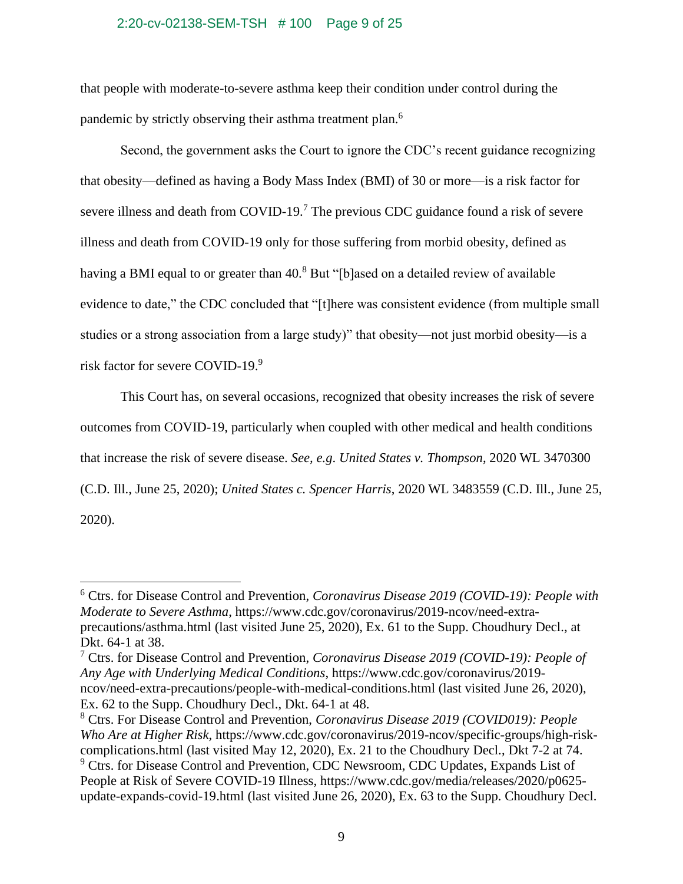that people with moderate-to-severe asthma keep their condition under control during the pandemic by strictly observing their asthma treatment plan.[6]

Second, the government asks the Court to ignore the CDC's recent guidance recognizing that obesity—defined as having a Body Mass Index (BMI) of 30 or more—is a risk factor for severe illness and death from COVID-19.[7] The previous CDC guidance found a risk of severe illness and death from COVID-19 only for those suffering from morbid obesity, defined as having a BMI equal to or greater than 40.[8] But "[b]ased on a detailed review of available evidence to date," the CDC concluded that "[t]here was consistent evidence (from multiple small studies or a strong association from a large study)" that obesity—not just morbid obesity—is a risk factor for severe COVID-19.[9]

This Court has, on several occasions, recognized that obesity increases the risk of severe outcomes from COVID-19, particularly when coupled with other medical and health conditions that increase the risk of severe disease. *See, e.g. United States v. Thompson*, 2020 WL 3470300 (C.D. Ill., June 25, 2020); *United States c. Spencer Harris*, 2020 WL 3483559 (C.D. Ill., June 25, 2020).

---

[6] Ctrs. for Disease Control and Prevention, *Coronavirus Disease 2019 (COVID-19): People with Moderate to Severe Asthma*, https://www.cdc.gov/coronavirus/2019-ncov/need-extra-precautions/asthma.html (last visited June 25, 2020), Ex. 61 to the Supp. Choudhury Decl., at Dkt. 64-1 at 38.

[7] Ctrs. for Disease Control and Prevention, *Coronavirus Disease 2019 (COVID-19): People of Any Age with Underlying Medical Conditions*, https://www.cdc.gov/coronavirus/2019-ncov/need-extra-precautions/people-with-medical-conditions.html (last visited June 26, 2020), Ex. 62 to the Supp. Choudhury Decl., Dkt. 64-1 at 48.

[8] Ctrs. For Disease Control and Prevention, *Coronavirus Disease 2019 (COVID019): People Who Are at Higher Risk*, https://www.cdc.gov/coronavirus/2019-ncov/specific-groups/high-risk-complications.html (last visited May 12, 2020), Ex. 21 to the Choudhury Decl., Dkt 7-2 at 74.

[9] Ctrs. for Disease Control and Prevention, CDC Newsroom, CDC Updates, Expands List of People at Risk of Severe COVID-19 Illness, https://www.cdc.gov/media/releases/2020/p0625-update-expands-covid-19.html (last visited June 26, 2020), Ex. 63 to the Supp. Choudhury Decl.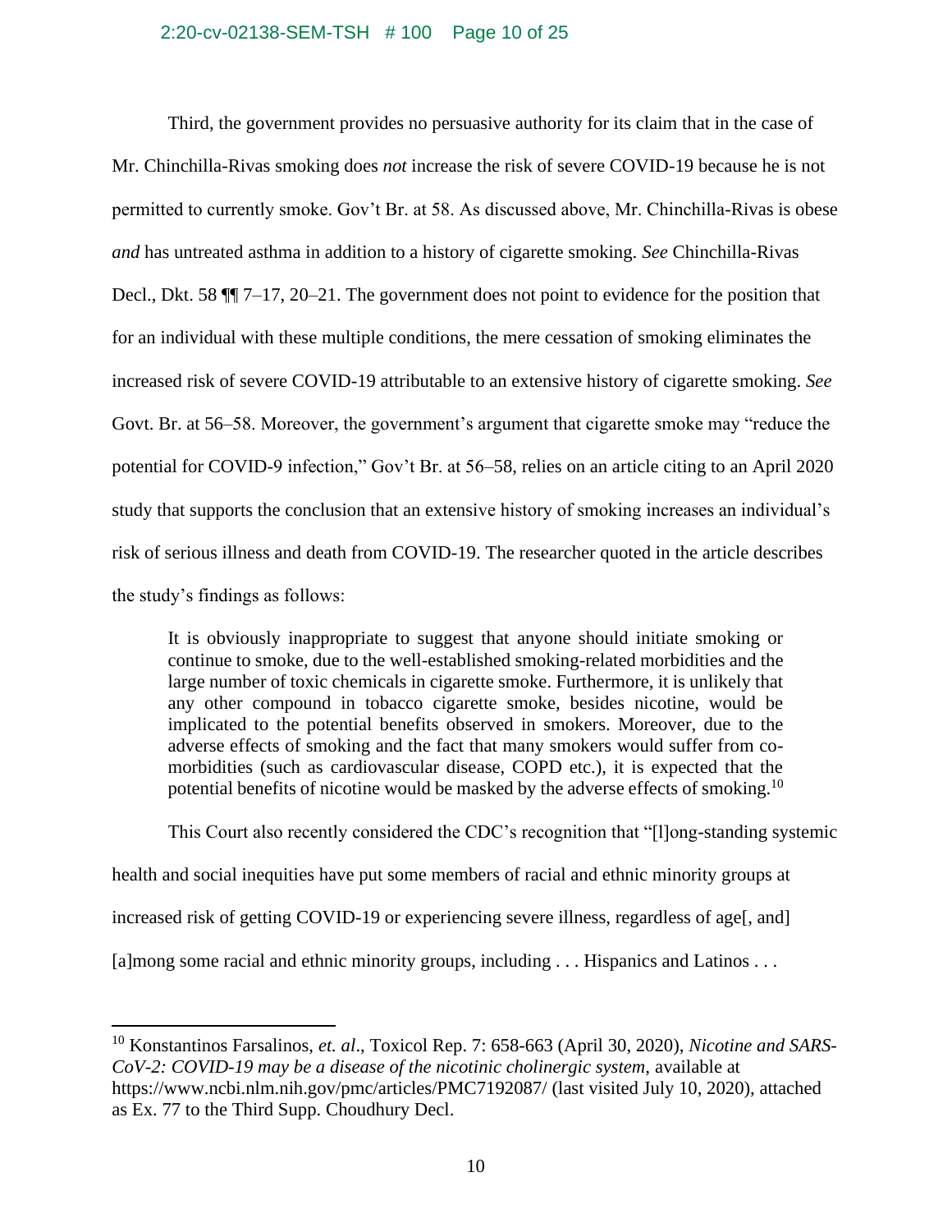Third, the government provides no persuasive authority for its claim that in the case of Mr. Chinchilla-Rivas smoking does *not* increase the risk of severe COVID-19 because he is not permitted to currently smoke. Gov't Br. at 58. As discussed above, Mr. Chinchilla-Rivas is obese *and* has untreated asthma in addition to a history of cigarette smoking. *See* Chinchilla-Rivas Decl., Dkt. 58 ¶¶ 7–17, 20–21. The government does not point to evidence for the position that for an individual with these multiple conditions, the mere cessation of smoking eliminates the increased risk of severe COVID-19 attributable to an extensive history of cigarette smoking. *See* Govt. Br. at 56–58. Moreover, the government's argument that cigarette smoke may "reduce the potential for COVID-9 infection," Gov't Br. at 56–58, relies on an article citing to an April 2020 study that supports the conclusion that an extensive history of smoking increases an individual's risk of serious illness and death from COVID-19. The researcher quoted in the article describes the study's findings as follows:

> It is obviously inappropriate to suggest that anyone should initiate smoking or continue to smoke, due to the well-established smoking-related morbidities and the large number of toxic chemicals in cigarette smoke. Furthermore, it is unlikely that any other compound in tobacco cigarette smoke, besides nicotine, would be implicated to the potential benefits observed in smokers. Moreover, due to the adverse effects of smoking and the fact that many smokers would suffer from co-morbidities (such as cardiovascular disease, COPD etc.), it is expected that the potential benefits of nicotine would be masked by the adverse effects of smoking.[10]

This Court also recently considered the CDC's recognition that "[l]ong-standing systemic health and social inequities have put some members of racial and ethnic minority groups at increased risk of getting COVID-19 or experiencing severe illness, regardless of age[, and] [a]mong some racial and ethnic minority groups, including . . . Hispanics and Latinos . . .

---

[10] Konstantinos Farsalinos, *et. al*., Toxicol Rep. 7: 658-663 (April 30, 2020), *Nicotine and SARS-CoV-2: COVID-19 may be a disease of the nicotinic cholinergic system*, available at https://www.ncbi.nlm.nih.gov/pmc/articles/PMC7192087/ (last visited July 10, 2020), attached as Ex. 77 to the Third Supp. Choudhury Decl.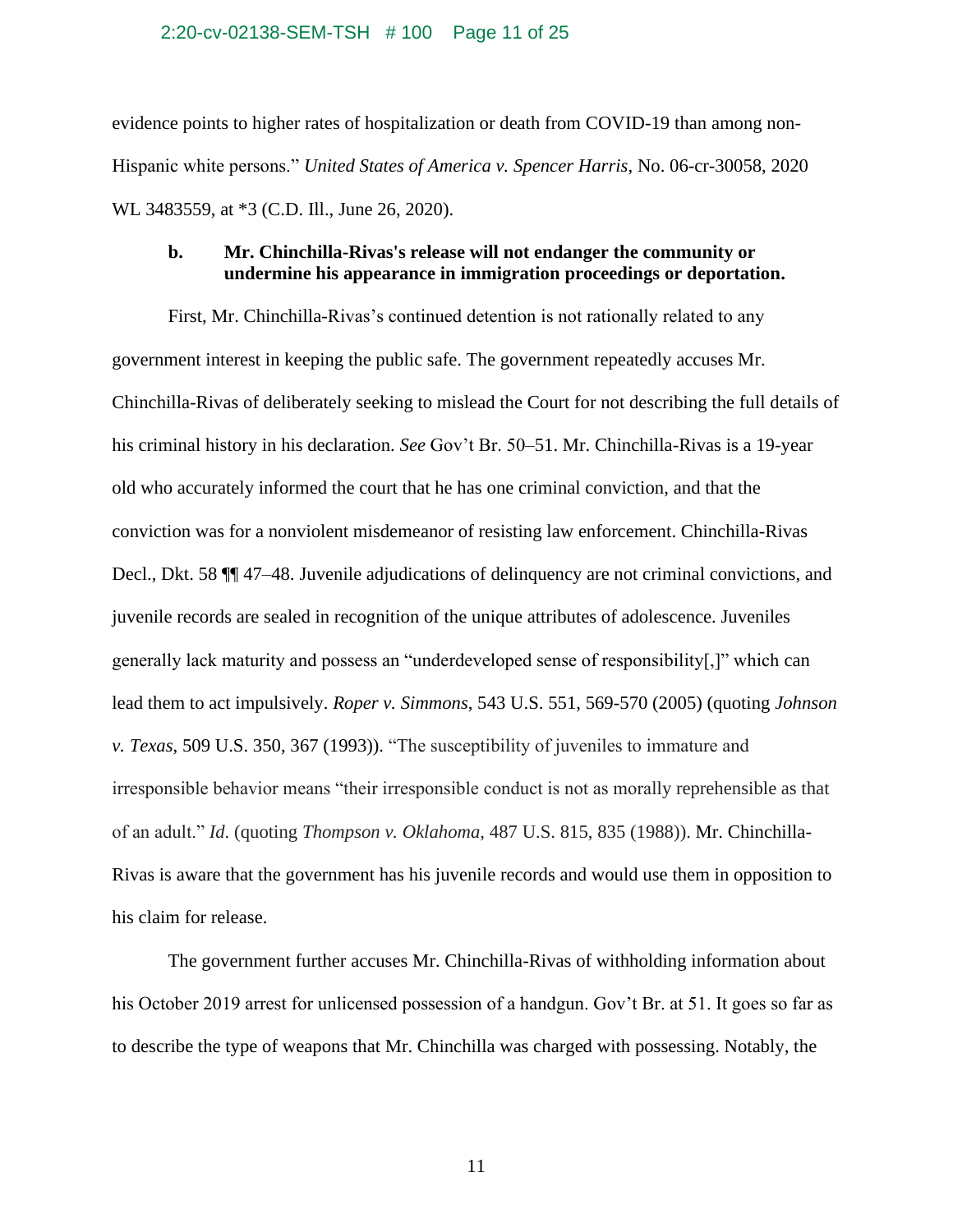evidence points to higher rates of hospitalization or death from COVID-19 than among non-Hispanic white persons." *United States of America v. Spencer Harris*, No. 06-cr-30058, 2020 WL 3483559, at *3 (C.D. Ill., June 26, 2020).

#### b. Mr. Chinchilla-Rivas's release will not endanger the community or undermine his appearance in immigration proceedings or deportation.

First, Mr. Chinchilla-Rivas's continued detention is not rationally related to any government interest in keeping the public safe. The government repeatedly accuses Mr. Chinchilla-Rivas of deliberately seeking to mislead the Court for not describing the full details of his criminal history in his declaration. *See* Gov't Br. 50–51. Mr. Chinchilla-Rivas is a 19-year old who accurately informed the court that he has one criminal conviction, and that the conviction was for a nonviolent misdemeanor of resisting law enforcement. Chinchilla-Rivas Decl., Dkt. 58 ¶¶ 47–48. Juvenile adjudications of delinquency are not criminal convictions, and juvenile records are sealed in recognition of the unique attributes of adolescence. Juveniles generally lack maturity and possess an "underdeveloped sense of responsibility[,]" which can lead them to act impulsively. *Roper v. Simmons*, 543 U.S. 551, 569-570 (2005) (quoting *Johnson v. Texas*, 509 U.S. 350, 367 (1993)). "The susceptibility of juveniles to immature and irresponsible behavior means "their irresponsible conduct is not as morally reprehensible as that of an adult." *Id*. (quoting *Thompson v. Oklahoma*, 487 U.S. 815, 835 (1988)). Mr. Chinchilla-Rivas is aware that the government has his juvenile records and would use them in opposition to his claim for release.

The government further accuses Mr. Chinchilla-Rivas of withholding information about his October 2019 arrest for unlicensed possession of a handgun. Gov't Br. at 51. It goes so far as to describe the type of weapons that Mr. Chinchilla was charged with possessing. Notably, the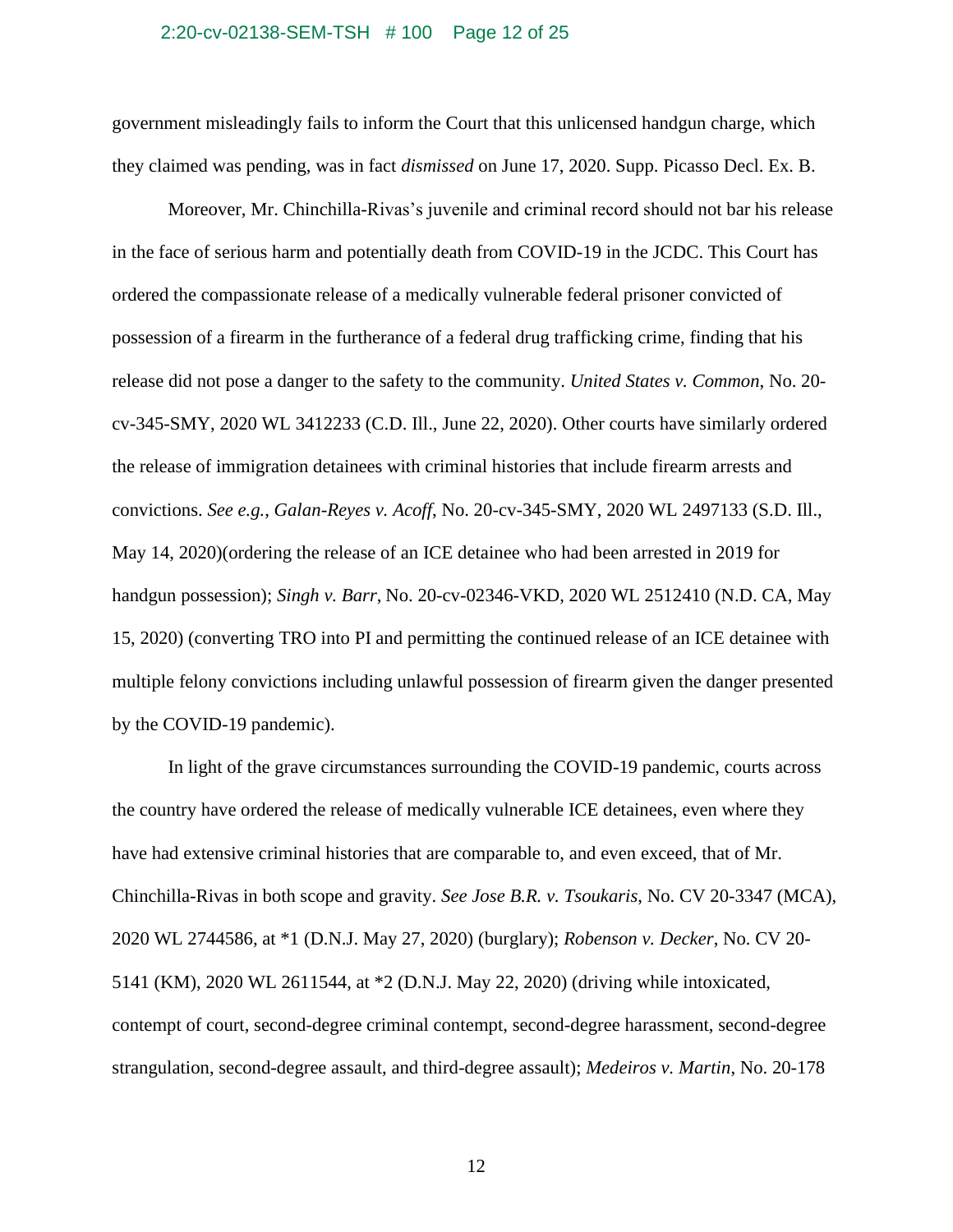government misleadingly fails to inform the Court that this unlicensed handgun charge, which they claimed was pending, was in fact *dismissed* on June 17, 2020. Supp. Picasso Decl. Ex. B.

Moreover, Mr. Chinchilla-Rivas's juvenile and criminal record should not bar his release in the face of serious harm and potentially death from COVID-19 in the JCDC. This Court has ordered the compassionate release of a medically vulnerable federal prisoner convicted of possession of a firearm in the furtherance of a federal drug trafficking crime, finding that his release did not pose a danger to the safety to the community. *United States v. Common*, No. 20-cv-345-SMY, 2020 WL 3412233 (C.D. Ill., June 22, 2020). Other courts have similarly ordered the release of immigration detainees with criminal histories that include firearm arrests and convictions. *See e.g.*, *Galan-Reyes v. Acoff*, No. 20-cv-345-SMY, 2020 WL 2497133 (S.D. Ill., May 14, 2020)(ordering the release of an ICE detainee who had been arrested in 2019 for handgun possession); *Singh v. Barr*, No. 20-cv-02346-VKD, 2020 WL 2512410 (N.D. CA, May 15, 2020) (converting TRO into PI and permitting the continued release of an ICE detainee with multiple felony convictions including unlawful possession of firearm given the danger presented by the COVID-19 pandemic).

In light of the grave circumstances surrounding the COVID-19 pandemic, courts across the country have ordered the release of medically vulnerable ICE detainees, even where they have had extensive criminal histories that are comparable to, and even exceed, that of Mr. Chinchilla-Rivas in both scope and gravity. *See Jose B.R. v. Tsoukaris*, No. CV 20-3347 (MCA), 2020 WL 2744586, at *1 (D.N.J. May 27, 2020) (burglary); *Robenson v. Decker*, No. CV 20-5141 (KM), 2020 WL 2611544, at *2 (D.N.J. May 22, 2020) (driving while intoxicated, contempt of court, second-degree criminal contempt, second-degree harassment, second-degree strangulation, second-degree assault, and third-degree assault); *Medeiros v. Martin*, No. 20-178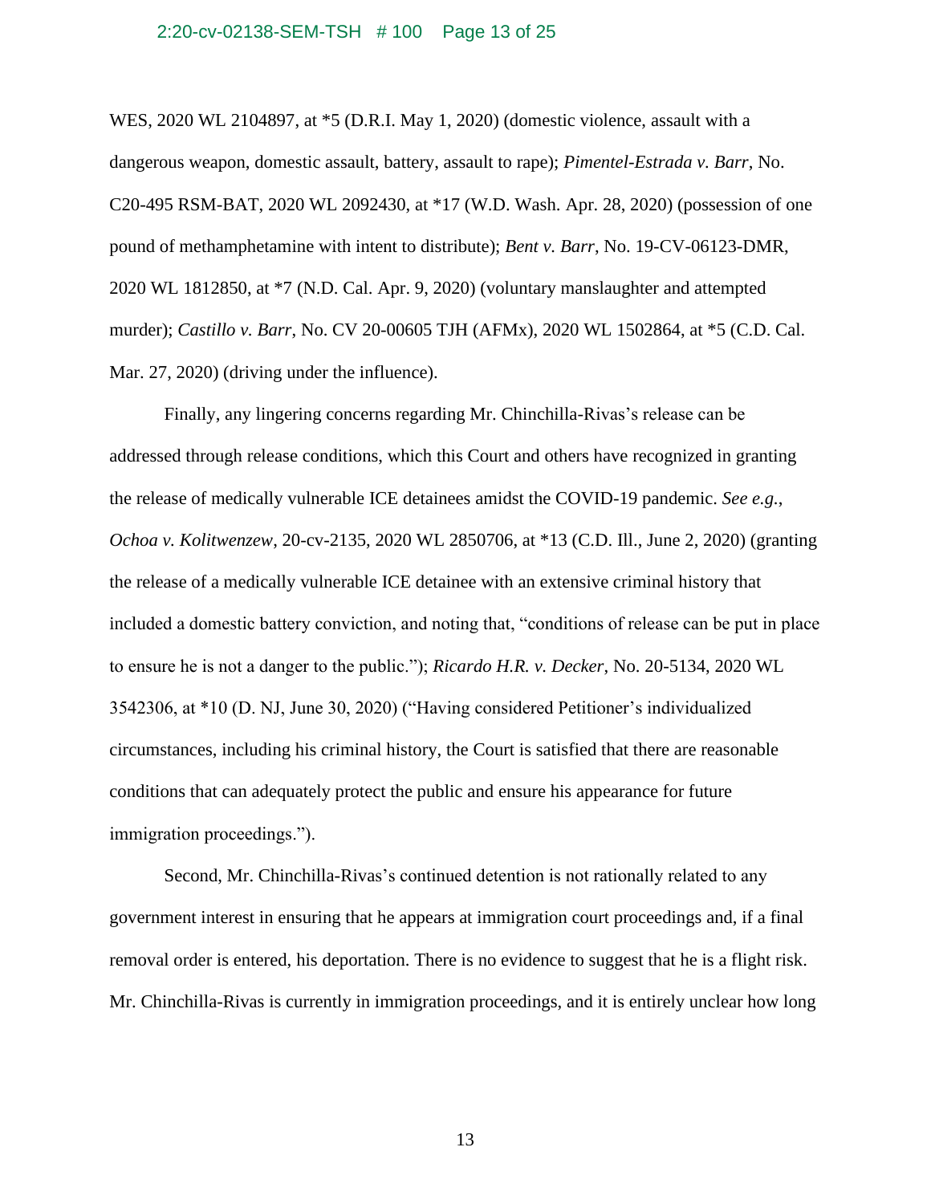WES, 2020 WL 2104897, at *5 (D.R.I. May 1, 2020) (domestic violence, assault with a dangerous weapon, domestic assault, battery, assault to rape); *Pimentel-Estrada v. Barr*, No. C20-495 RSM-BAT, 2020 WL 2092430, at *17 (W.D. Wash. Apr. 28, 2020) (possession of one pound of methamphetamine with intent to distribute); *Bent v. Barr*, No. 19-CV-06123-DMR, 2020 WL 1812850, at *7 (N.D. Cal. Apr. 9, 2020) (voluntary manslaughter and attempted murder); *Castillo v. Barr*, No. CV 20-00605 TJH (AFMx), 2020 WL 1502864, at *5 (C.D. Cal. Mar. 27, 2020) (driving under the influence).

Finally, any lingering concerns regarding Mr. Chinchilla-Rivas's release can be addressed through release conditions, which this Court and others have recognized in granting the release of medically vulnerable ICE detainees amidst the COVID-19 pandemic. *See e.g.*, *Ochoa v. Kolitwenzew*, 20-cv-2135, 2020 WL 2850706, at *13 (C.D. Ill., June 2, 2020) (granting the release of a medically vulnerable ICE detainee with an extensive criminal history that included a domestic battery conviction, and noting that, "conditions of release can be put in place to ensure he is not a danger to the public."); *Ricardo H.R. v. Decker*, No. 20-5134, 2020 WL 3542306, at *10 (D. NJ, June 30, 2020) ("Having considered Petitioner's individualized circumstances, including his criminal history, the Court is satisfied that there are reasonable conditions that can adequately protect the public and ensure his appearance for future immigration proceedings.").

Second, Mr. Chinchilla-Rivas's continued detention is not rationally related to any government interest in ensuring that he appears at immigration court proceedings and, if a final removal order is entered, his deportation. There is no evidence to suggest that he is a flight risk. Mr. Chinchilla-Rivas is currently in immigration proceedings, and it is entirely unclear how long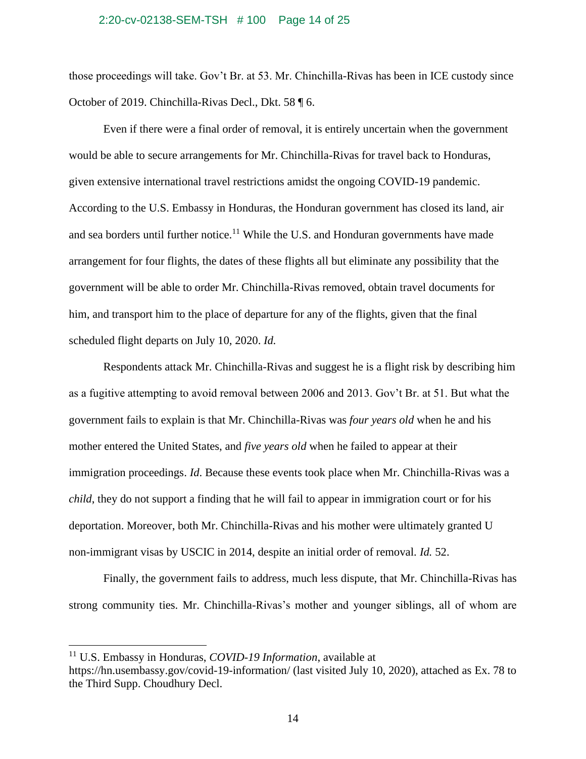those proceedings will take. Gov't Br. at 53. Mr. Chinchilla-Rivas has been in ICE custody since October of 2019. Chinchilla-Rivas Decl., Dkt. 58 ¶ 6.

Even if there were a final order of removal, it is entirely uncertain when the government would be able to secure arrangements for Mr. Chinchilla-Rivas for travel back to Honduras, given extensive international travel restrictions amidst the ongoing COVID-19 pandemic. According to the U.S. Embassy in Honduras, the Honduran government has closed its land, air and sea borders until further notice.[11] While the U.S. and Honduran governments have made arrangement for four flights, the dates of these flights all but eliminate any possibility that the government will be able to order Mr. Chinchilla-Rivas removed, obtain travel documents for him, and transport him to the place of departure for any of the flights, given that the final scheduled flight departs on July 10, 2020. *Id.*

Respondents attack Mr. Chinchilla-Rivas and suggest he is a flight risk by describing him as a fugitive attempting to avoid removal between 2006 and 2013. Gov't Br. at 51. But what the government fails to explain is that Mr. Chinchilla-Rivas was *four years old* when he and his mother entered the United States, and *five years old* when he failed to appear at their immigration proceedings. *Id.* Because these events took place when Mr. Chinchilla-Rivas was a *child*, they do not support a finding that he will fail to appear in immigration court or for his deportation. Moreover, both Mr. Chinchilla-Rivas and his mother were ultimately granted U non-immigrant visas by USCIC in 2014, despite an initial order of removal. *Id.* 52.

Finally, the government fails to address, much less dispute, that Mr. Chinchilla-Rivas has strong community ties. Mr. Chinchilla-Rivas's mother and younger siblings, all of whom are

---

[11] U.S. Embassy in Honduras, *COVID-19 Information*, available at https://hn.usembassy.gov/covid-19-information/ (last visited July 10, 2020), attached as Ex. 78 to the Third Supp. Choudhury Decl.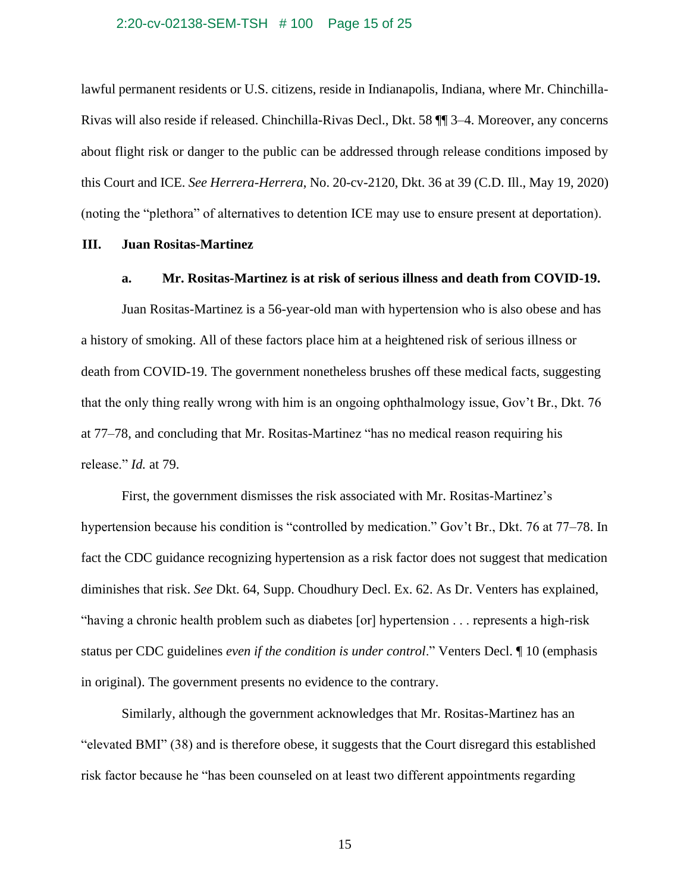lawful permanent residents or U.S. citizens, reside in Indianapolis, Indiana, where Mr. Chinchilla-Rivas will also reside if released. Chinchilla-Rivas Decl., Dkt. 58 ¶¶ 3–4. Moreover, any concerns about flight risk or danger to the public can be addressed through release conditions imposed by this Court and ICE. *See Herrera-Herrera*, No. 20-cv-2120, Dkt. 36 at 39 (C.D. Ill., May 19, 2020) (noting the "plethora" of alternatives to detention ICE may use to ensure present at deportation).

## III. Juan Rositas-Martinez

### a. Mr. Rositas-Martinez is at risk of serious illness and death from COVID-19.

Juan Rositas-Martinez is a 56-year-old man with hypertension who is also obese and has a history of smoking. All of these factors place him at a heightened risk of serious illness or death from COVID-19. The government nonetheless brushes off these medical facts, suggesting that the only thing really wrong with him is an ongoing ophthalmology issue, Gov't Br., Dkt. 76 at 77–78, and concluding that Mr. Rositas-Martinez "has no medical reason requiring his release." *Id.* at 79.

First, the government dismisses the risk associated with Mr. Rositas-Martinez's hypertension because his condition is "controlled by medication." Gov't Br., Dkt. 76 at 77–78. In fact the CDC guidance recognizing hypertension as a risk factor does not suggest that medication diminishes that risk. *See* Dkt. 64, Supp. Choudhury Decl. Ex. 62. As Dr. Venters has explained, "having a chronic health problem such as diabetes [or] hypertension . . . represents a high-risk status per CDC guidelines *even if the condition is under control*." Venters Decl. ¶ 10 (emphasis in original). The government presents no evidence to the contrary.

Similarly, although the government acknowledges that Mr. Rositas-Martinez has an "elevated BMI" (38) and is therefore obese, it suggests that the Court disregard this established risk factor because he "has been counseled on at least two different appointments regarding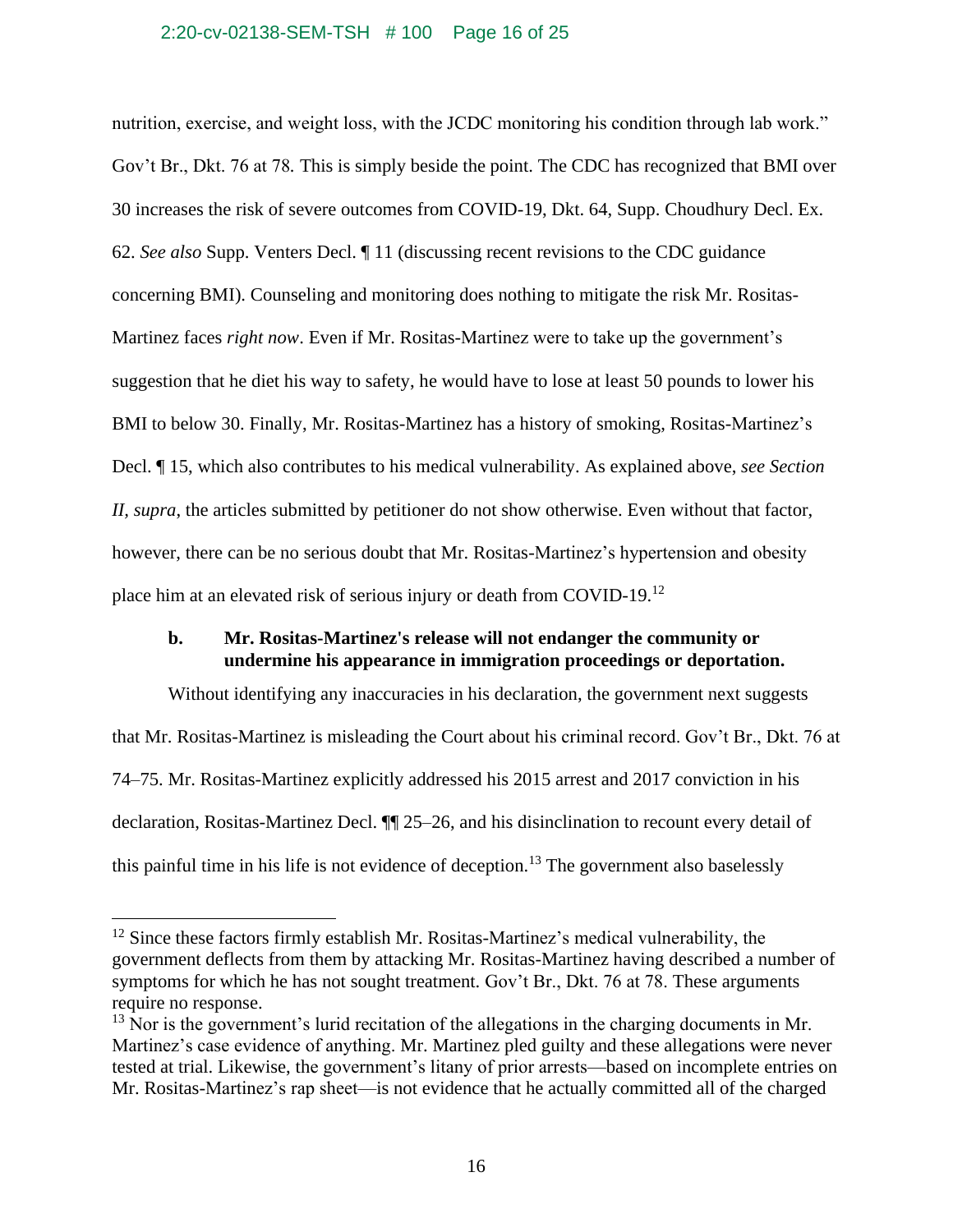nutrition, exercise, and weight loss, with the JCDC monitoring his condition through lab work." Gov't Br., Dkt. 76 at 78. This is simply beside the point. The CDC has recognized that BMI over 30 increases the risk of severe outcomes from COVID-19, Dkt. 64, Supp. Choudhury Decl. Ex. 62. *See also* Supp. Venters Decl. ¶ 11 (discussing recent revisions to the CDC guidance concerning BMI). Counseling and monitoring does nothing to mitigate the risk Mr. Rositas-Martinez faces *right now*. Even if Mr. Rositas-Martinez were to take up the government's suggestion that he diet his way to safety, he would have to lose at least 50 pounds to lower his BMI to below 30. Finally, Mr. Rositas-Martinez has a history of smoking, Rositas-Martinez's Decl. ¶ 15, which also contributes to his medical vulnerability. As explained above, *see Section II*, *supra*, the articles submitted by petitioner do not show otherwise. Even without that factor, however, there can be no serious doubt that Mr. Rositas-Martinez's hypertension and obesity place him at an elevated risk of serious injury or death from COVID-19.[12]

**b. Mr. Rositas-Martinez's release will not endanger the community or undermine his appearance in immigration proceedings or deportation.**

Without identifying any inaccuracies in his declaration, the government next suggests that Mr. Rositas-Martinez is misleading the Court about his criminal record. Gov't Br., Dkt. 76 at 74–75. Mr. Rositas-Martinez explicitly addressed his 2015 arrest and 2017 conviction in his declaration, Rositas-Martinez Decl. ¶¶ 25–26, and his disinclination to recount every detail of this painful time in his life is not evidence of deception.[13] The government also baselessly

---

[12] Since these factors firmly establish Mr. Rositas-Martinez's medical vulnerability, the government deflects from them by attacking Mr. Rositas-Martinez having described a number of symptoms for which he has not sought treatment. Gov't Br., Dkt. 76 at 78. These arguments require no response.

[13] Nor is the government's lurid recitation of the allegations in the charging documents in Mr. Martinez's case evidence of anything. Mr. Martinez pled guilty and these allegations were never tested at trial. Likewise, the government's litany of prior arrests—based on incomplete entries on Mr. Rositas-Martinez's rap sheet—is not evidence that he actually committed all of the charged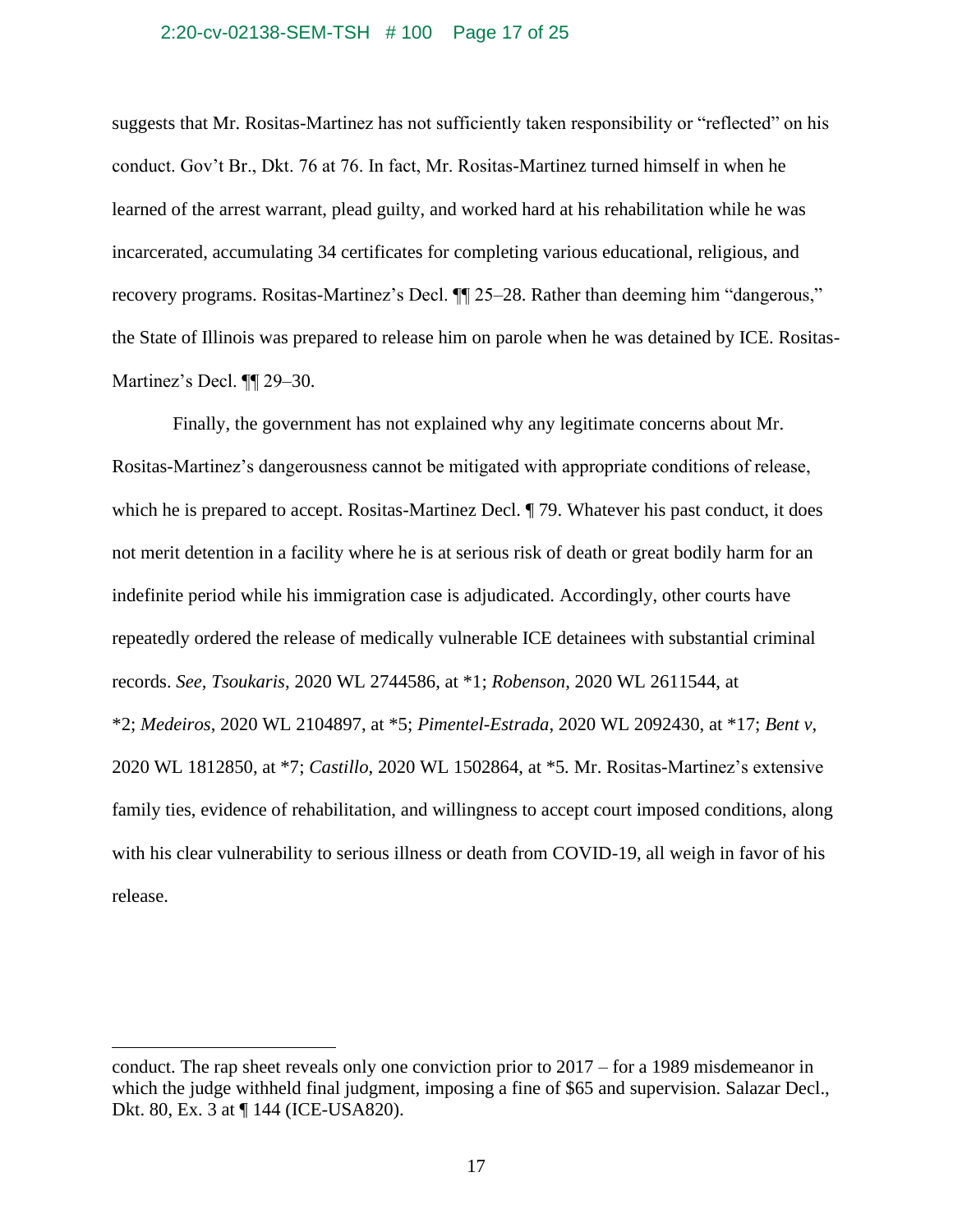suggests that Mr. Rositas-Martinez has not sufficiently taken responsibility or "reflected" on his conduct. Gov't Br., Dkt. 76 at 76. In fact, Mr. Rositas-Martinez turned himself in when he learned of the arrest warrant, plead guilty, and worked hard at his rehabilitation while he was incarcerated, accumulating 34 certificates for completing various educational, religious, and recovery programs. Rositas-Martinez's Decl. ¶¶ 25–28. Rather than deeming him "dangerous," the State of Illinois was prepared to release him on parole when he was detained by ICE. Rositas-Martinez's Decl. ¶¶ 29–30.

Finally, the government has not explained why any legitimate concerns about Mr. Rositas-Martinez's dangerousness cannot be mitigated with appropriate conditions of release, which he is prepared to accept. Rositas-Martinez Decl. ¶ 79. Whatever his past conduct, it does not merit detention in a facility where he is at serious risk of death or great bodily harm for an indefinite period while his immigration case is adjudicated. Accordingly, other courts have repeatedly ordered the release of medically vulnerable ICE detainees with substantial criminal records. *See, Tsoukaris*, 2020 WL 2744586, at *1; *Robenson*, 2020 WL 2611544, at *2; *Medeiros*, 2020 WL 2104897, at *5; *Pimentel-Estrada*, 2020 WL 2092430, at *17; *Bent v*, 2020 WL 1812850, at *7; *Castillo*, 2020 WL 1502864, at *5. Mr. Rositas-Martinez's extensive family ties, evidence of rehabilitation, and willingness to accept court imposed conditions, along with his clear vulnerability to serious illness or death from COVID-19, all weigh in favor of his release.

---

conduct. The rap sheet reveals only one conviction prior to 2017 – for a 1989 misdemeanor in which the judge withheld final judgment, imposing a fine of $65 and supervision. Salazar Decl., Dkt. 80, Ex. 3 at ¶ 144 (ICE-USA820).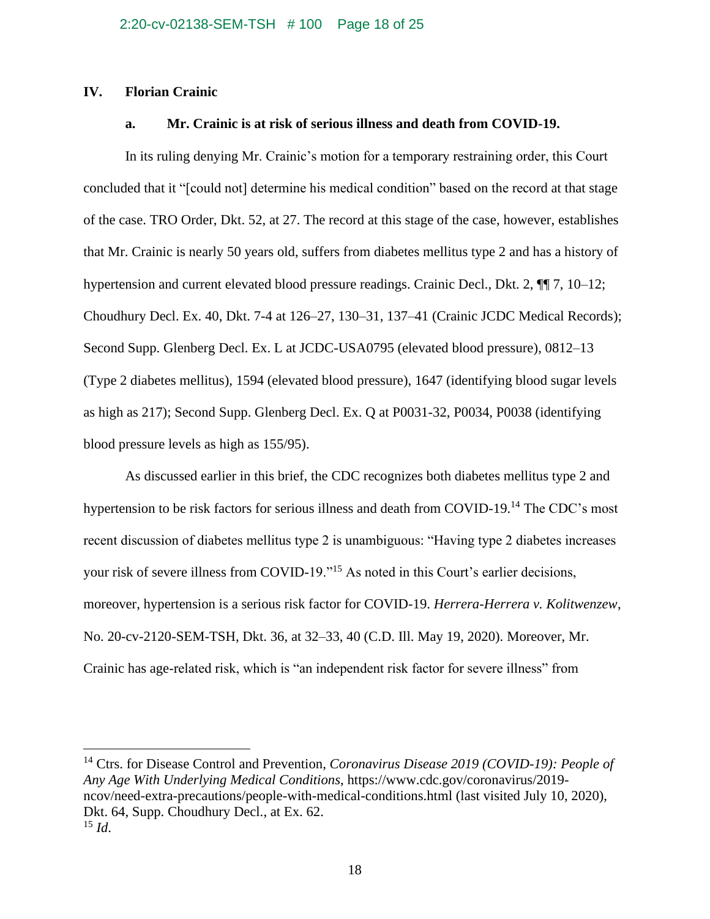## IV. Florian Crainic

### a. Mr. Crainic is at risk of serious illness and death from COVID-19.

In its ruling denying Mr. Crainic's motion for a temporary restraining order, this Court concluded that it "[could not] determine his medical condition" based on the record at that stage of the case. TRO Order, Dkt. 52, at 27. The record at this stage of the case, however, establishes that Mr. Crainic is nearly 50 years old, suffers from diabetes mellitus type 2 and has a history of hypertension and current elevated blood pressure readings. Crainic Decl., Dkt. 2, ¶¶ 7, 10–12; Choudhury Decl. Ex. 40, Dkt. 7-4 at 126–27, 130–31, 137–41 (Crainic JCDC Medical Records); Second Supp. Glenberg Decl. Ex. L at JCDC-USA0795 (elevated blood pressure), 0812–13 (Type 2 diabetes mellitus), 1594 (elevated blood pressure), 1647 (identifying blood sugar levels as high as 217); Second Supp. Glenberg Decl. Ex. Q at P0031-32, P0034, P0038 (identifying blood pressure levels as high as 155/95).

As discussed earlier in this brief, the CDC recognizes both diabetes mellitus type 2 and hypertension to be risk factors for serious illness and death from COVID-19.[14] The CDC's most recent discussion of diabetes mellitus type 2 is unambiguous: "Having type 2 diabetes increases your risk of severe illness from COVID-19."[15] As noted in this Court's earlier decisions, moreover, hypertension is a serious risk factor for COVID-19. *Herrera-Herrera v. Kolitwenzew*, No. 20-cv-2120-SEM-TSH, Dkt. 36, at 32–33, 40 (C.D. Ill. May 19, 2020). Moreover, Mr. Crainic has age-related risk, which is "an independent risk factor for severe illness" from

---

[14] Ctrs. for Disease Control and Prevention, *Coronavirus Disease 2019 (COVID-19): People of Any Age With Underlying Medical Conditions*, https://www.cdc.gov/coronavirus/2019-ncov/need-extra-precautions/people-with-medical-conditions.html (last visited July 10, 2020), Dkt. 64, Supp. Choudhury Decl., at Ex. 62.

[15] *Id*.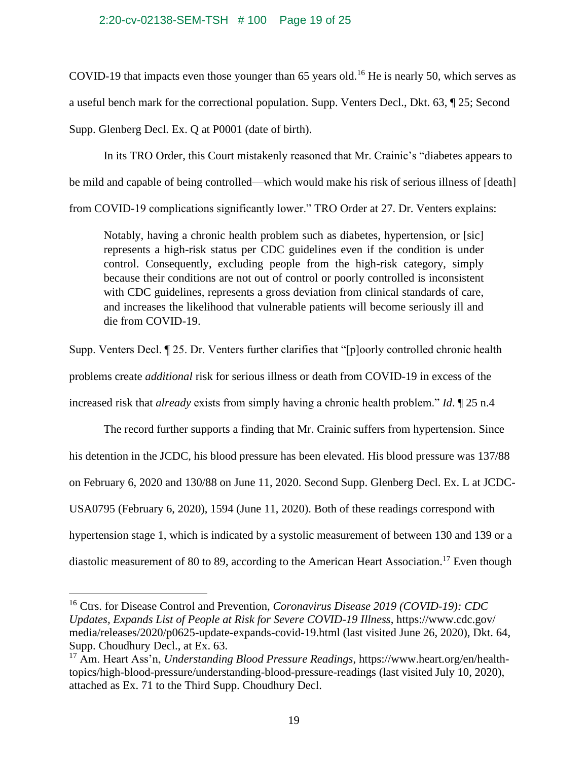COVID-19 that impacts even those younger than 65 years old.[16] He is nearly 50, which serves as a useful bench mark for the correctional population. Supp. Venters Decl., Dkt. 63, ¶ 25; Second Supp. Glenberg Decl. Ex. Q at P0001 (date of birth).

In its TRO Order, this Court mistakenly reasoned that Mr. Crainic's "diabetes appears to be mild and capable of being controlled—which would make his risk of serious illness of [death] from COVID-19 complications significantly lower." TRO Order at 27. Dr. Venters explains:

> Notably, having a chronic health problem such as diabetes, hypertension, or [sic] represents a high-risk status per CDC guidelines even if the condition is under control. Consequently, excluding people from the high-risk category, simply because their conditions are not out of control or poorly controlled is inconsistent with CDC guidelines, represents a gross deviation from clinical standards of care, and increases the likelihood that vulnerable patients will become seriously ill and die from COVID-19.

Supp. Venters Decl. ¶ 25. Dr. Venters further clarifies that "[p]oorly controlled chronic health problems create *additional* risk for serious illness or death from COVID-19 in excess of the increased risk that *already* exists from simply having a chronic health problem." *Id*. ¶ 25 n.4

The record further supports a finding that Mr. Crainic suffers from hypertension. Since his detention in the JCDC, his blood pressure has been elevated. His blood pressure was 137/88 on February 6, 2020 and 130/88 on June 11, 2020. Second Supp. Glenberg Decl. Ex. L at JCDC-USA0795 (February 6, 2020), 1594 (June 11, 2020). Both of these readings correspond with hypertension stage 1, which is indicated by a systolic measurement of between 130 and 139 or a diastolic measurement of 80 to 89, according to the American Heart Association.[17] Even though

---

[16] Ctrs. for Disease Control and Prevention, *Coronavirus Disease 2019 (COVID-19): CDC Updates, Expands List of People at Risk for Severe COVID-19 Illness*, https://www.cdc.gov/media/releases/2020/p0625-update-expands-covid-19.html (last visited June 26, 2020), Dkt. 64, Supp. Choudhury Decl., at Ex. 63.

[17] Am. Heart Ass'n, *Understanding Blood Pressure Readings*, https://www.heart.org/en/health-topics/high-blood-pressure/understanding-blood-pressure-readings (last visited July 10, 2020), attached as Ex. 71 to the Third Supp. Choudhury Decl.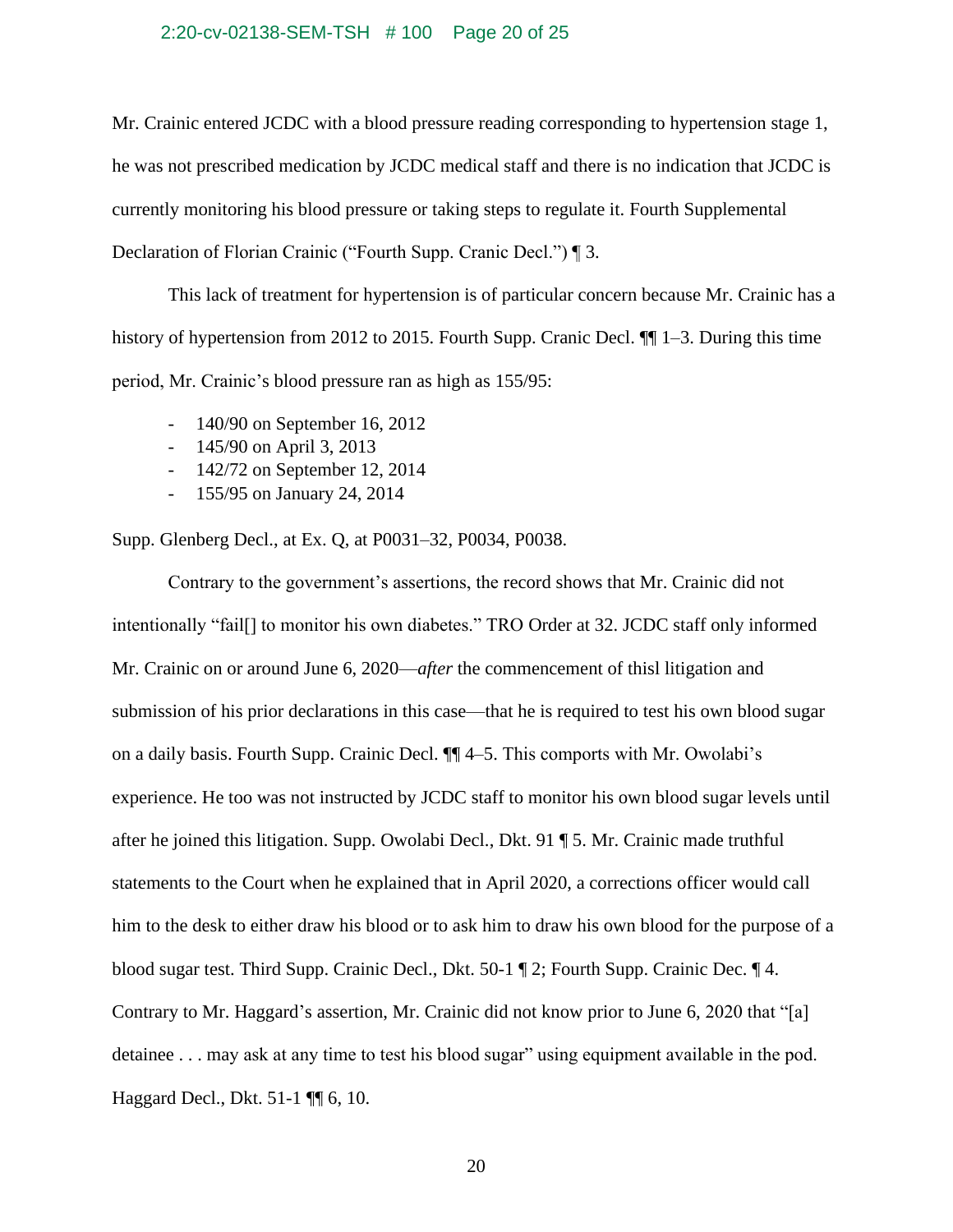Mr. Crainic entered JCDC with a blood pressure reading corresponding to hypertension stage 1, he was not prescribed medication by JCDC medical staff and there is no indication that JCDC is currently monitoring his blood pressure or taking steps to regulate it. Fourth Supplemental Declaration of Florian Crainic ("Fourth Supp. Cranic Decl.") ¶ 3.

This lack of treatment for hypertension is of particular concern because Mr. Crainic has a history of hypertension from 2012 to 2015. Fourth Supp. Cranic Decl. ¶¶ 1–3. During this time period, Mr. Crainic's blood pressure ran as high as 155/95:

- 140/90 on September 16, 2012
- 145/90 on April 3, 2013
- 142/72 on September 12, 2014
- 155/95 on January 24, 2014

Supp. Glenberg Decl., at Ex. Q, at P0031–32, P0034, P0038.

Contrary to the government's assertions, the record shows that Mr. Crainic did not intentionally "fail[] to monitor his own diabetes." TRO Order at 32. JCDC staff only informed Mr. Crainic on or around June 6, 2020—*after* the commencement of thisl litigation and submission of his prior declarations in this case—that he is required to test his own blood sugar on a daily basis. Fourth Supp. Crainic Decl. ¶¶ 4–5. This comports with Mr. Owolabi's experience. He too was not instructed by JCDC staff to monitor his own blood sugar levels until after he joined this litigation. Supp. Owolabi Decl., Dkt. 91 ¶ 5. Mr. Crainic made truthful statements to the Court when he explained that in April 2020, a corrections officer would call him to the desk to either draw his blood or to ask him to draw his own blood for the purpose of a blood sugar test. Third Supp. Crainic Decl., Dkt. 50-1 ¶ 2; Fourth Supp. Crainic Dec. ¶ 4. Contrary to Mr. Haggard's assertion, Mr. Crainic did not know prior to June 6, 2020 that "[a] detainee . . . may ask at any time to test his blood sugar" using equipment available in the pod. Haggard Decl., Dkt. 51-1 ¶¶ 6, 10.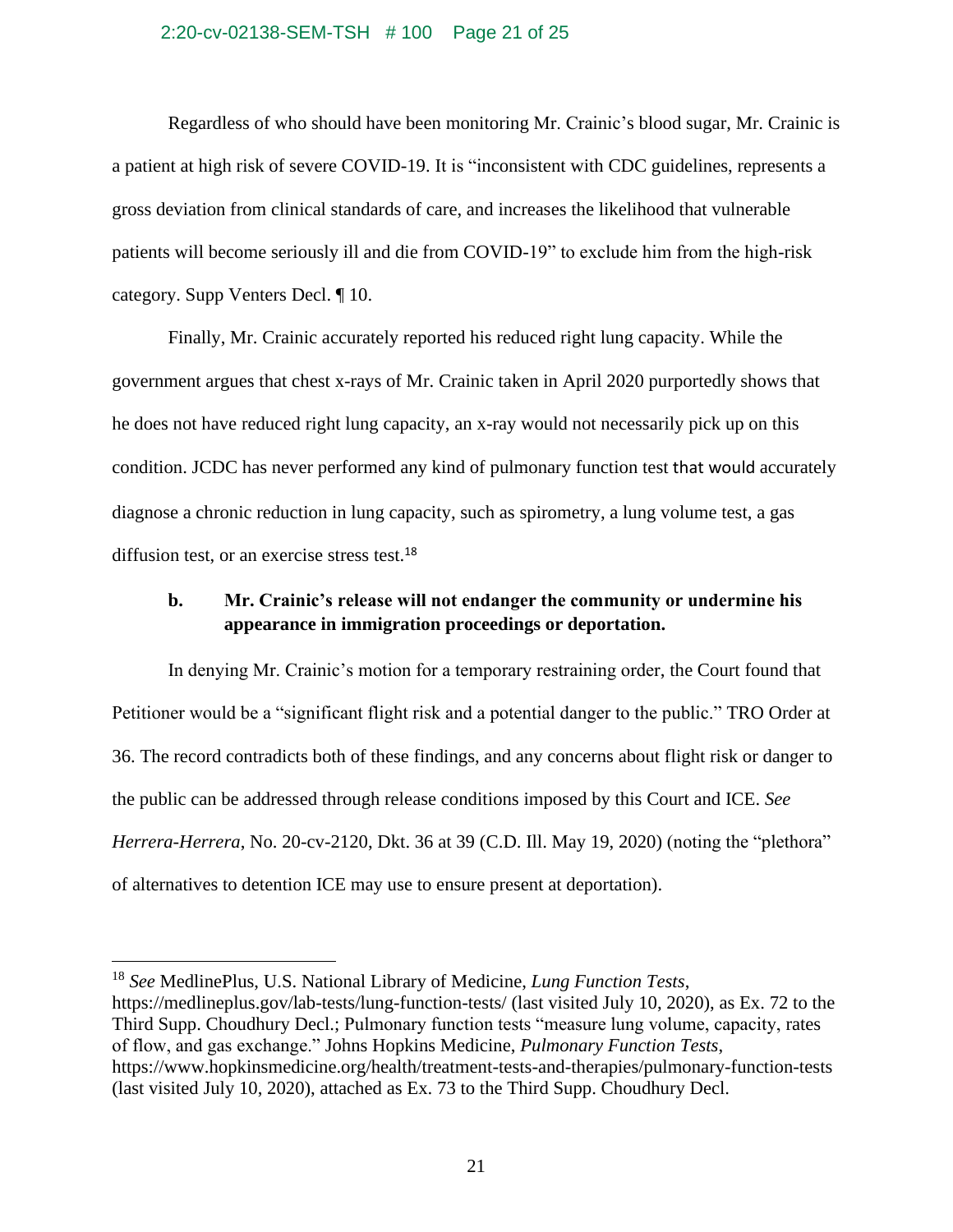Regardless of who should have been monitoring Mr. Crainic's blood sugar, Mr. Crainic is a patient at high risk of severe COVID-19. It is "inconsistent with CDC guidelines, represents a gross deviation from clinical standards of care, and increases the likelihood that vulnerable patients will become seriously ill and die from COVID-19" to exclude him from the high-risk category. Supp Venters Decl. ¶ 10.

Finally, Mr. Crainic accurately reported his reduced right lung capacity. While the government argues that chest x-rays of Mr. Crainic taken in April 2020 purportedly shows that he does not have reduced right lung capacity, an x-ray would not necessarily pick up on this condition. JCDC has never performed any kind of pulmonary function test that would accurately diagnose a chronic reduction in lung capacity, such as spirometry, a lung volume test, a gas diffusion test, or an exercise stress test.[18]

**b. Mr. Crainic's release will not endanger the community or undermine his appearance in immigration proceedings or deportation.**

In denying Mr. Crainic's motion for a temporary restraining order, the Court found that Petitioner would be a "significant flight risk and a potential danger to the public." TRO Order at 36. The record contradicts both of these findings, and any concerns about flight risk or danger to the public can be addressed through release conditions imposed by this Court and ICE. *See Herrera-Herrera*, No. 20-cv-2120, Dkt. 36 at 39 (C.D. Ill. May 19, 2020) (noting the "plethora" of alternatives to detention ICE may use to ensure present at deportation).

---

[18] *See* MedlinePlus, U.S. National Library of Medicine, *Lung Function Tests*, https://medlineplus.gov/lab-tests/lung-function-tests/ (last visited July 10, 2020), as Ex. 72 to the Third Supp. Choudhury Decl.; Pulmonary function tests "measure lung volume, capacity, rates of flow, and gas exchange." Johns Hopkins Medicine, *Pulmonary Function Tests*, https://www.hopkinsmedicine.org/health/treatment-tests-and-therapies/pulmonary-function-tests (last visited July 10, 2020), attached as Ex. 73 to the Third Supp. Choudhury Decl.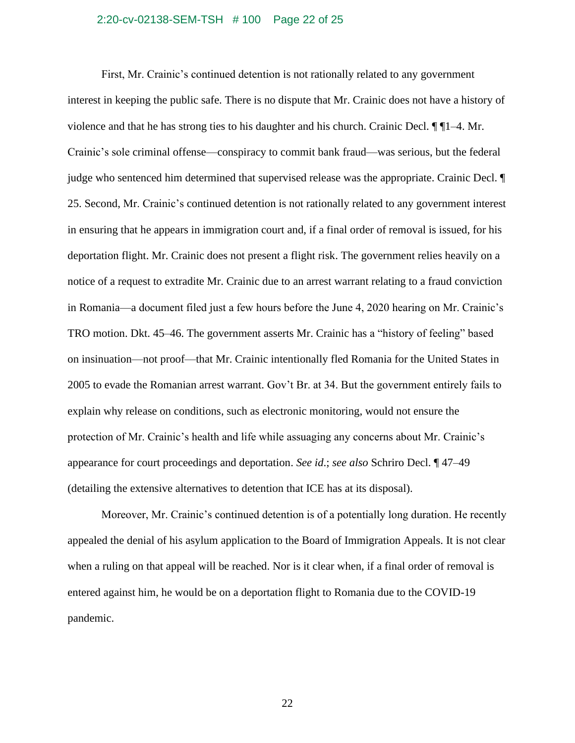First, Mr. Crainic's continued detention is not rationally related to any government interest in keeping the public safe. There is no dispute that Mr. Crainic does not have a history of violence and that he has strong ties to his daughter and his church. Crainic Decl. ¶ ¶1–4. Mr. Crainic's sole criminal offense—conspiracy to commit bank fraud—was serious, but the federal judge who sentenced him determined that supervised release was the appropriate. Crainic Decl. ¶ 25. Second, Mr. Crainic's continued detention is not rationally related to any government interest in ensuring that he appears in immigration court and, if a final order of removal is issued, for his deportation flight. Mr. Crainic does not present a flight risk. The government relies heavily on a notice of a request to extradite Mr. Crainic due to an arrest warrant relating to a fraud conviction in Romania—a document filed just a few hours before the June 4, 2020 hearing on Mr. Crainic's TRO motion. Dkt. 45–46. The government asserts Mr. Crainic has a "history of feeling" based on insinuation—not proof—that Mr. Crainic intentionally fled Romania for the United States in 2005 to evade the Romanian arrest warrant. Gov't Br. at 34. But the government entirely fails to explain why release on conditions, such as electronic monitoring, would not ensure the protection of Mr. Crainic's health and life while assuaging any concerns about Mr. Crainic's appearance for court proceedings and deportation. *See id.*; *see also* Schriro Decl. ¶ 47–49 (detailing the extensive alternatives to detention that ICE has at its disposal).

Moreover, Mr. Crainic's continued detention is of a potentially long duration. He recently appealed the denial of his asylum application to the Board of Immigration Appeals. It is not clear when a ruling on that appeal will be reached. Nor is it clear when, if a final order of removal is entered against him, he would be on a deportation flight to Romania due to the COVID-19 pandemic.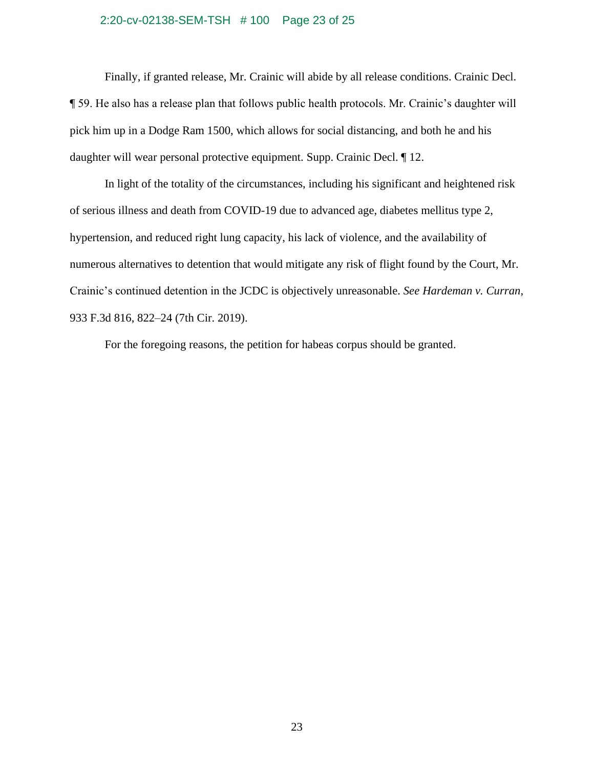Finally, if granted release, Mr. Crainic will abide by all release conditions. Crainic Decl. ¶ 59. He also has a release plan that follows public health protocols. Mr. Crainic's daughter will pick him up in a Dodge Ram 1500, which allows for social distancing, and both he and his daughter will wear personal protective equipment. Supp. Crainic Decl. ¶ 12.

In light of the totality of the circumstances, including his significant and heightened risk of serious illness and death from COVID-19 due to advanced age, diabetes mellitus type 2, hypertension, and reduced right lung capacity, his lack of violence, and the availability of numerous alternatives to detention that would mitigate any risk of flight found by the Court, Mr. Crainic's continued detention in the JCDC is objectively unreasonable. *See Hardeman v. Curran*, 933 F.3d 816, 822–24 (7th Cir. 2019).

For the foregoing reasons, the petition for habeas corpus should be granted.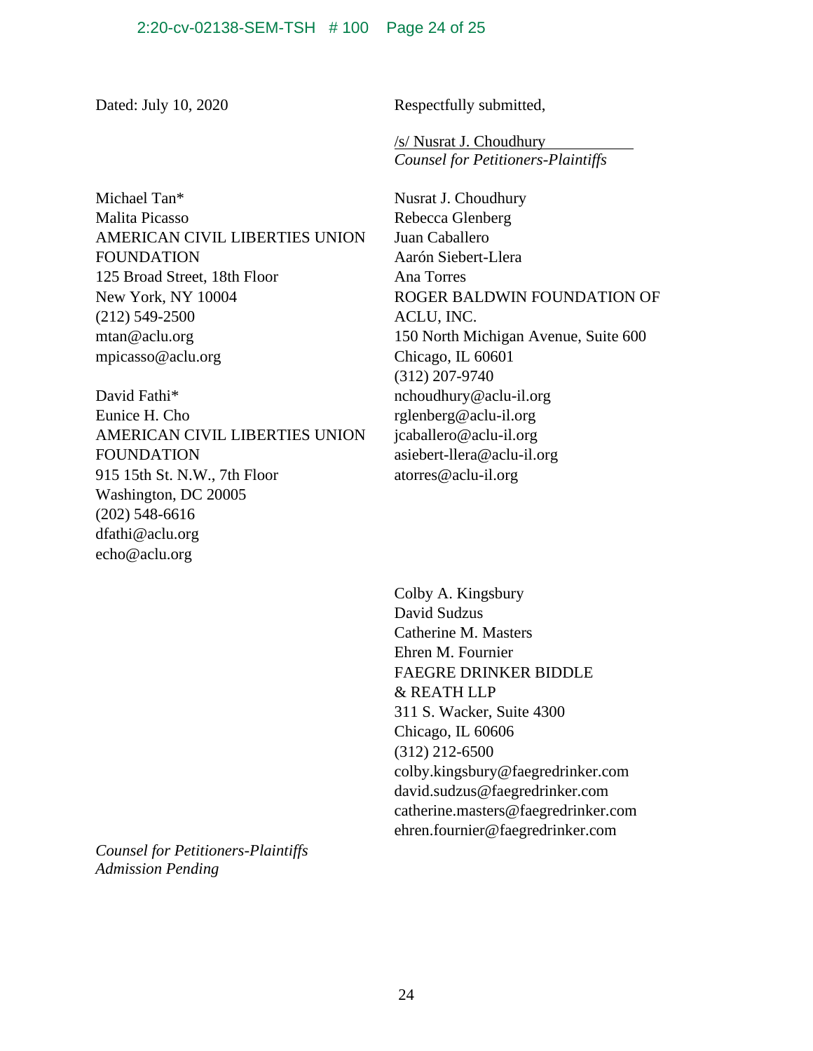Dated: July 10, 2020

Respectfully submitted,

/s/ Nusrat J. Choudhury
*Counsel for Petitioners-Plaintiffs*

Nusrat J. Choudhury
Rebecca Glenberg
Juan Caballero
Aarón Siebert-Llera
Ana Torres
ROGER BALDWIN FOUNDATION OF ACLU, INC.
150 North Michigan Avenue, Suite 600
Chicago, IL 60601
(312) 207-9740
nchoudhury@aclu-il.org
rglenberg@aclu-il.org
jcaballero@aclu-il.org
asiebert-llera@aclu-il.org
atorres@aclu-il.org

Colby A. Kingsbury
David Sudzus
Catherine M. Masters
Ehren M. Fournier
FAEGRE DRINKER BIDDLE & REATH LLP
311 S. Wacker, Suite 4300
Chicago, IL 60606
(312) 212-6500
colby.kingsbury@faegredrinker.com
david.sudzus@faegredrinker.com
catherine.masters@faegredrinker.com
ehren.fournier@faegredrinker.com

Michael Tan*
Malita Picasso
AMERICAN CIVIL LIBERTIES UNION FOUNDATION
125 Broad Street, 18th Floor
New York, NY 10004
(212) 549-2500
mtan@aclu.org
mpicasso@aclu.org

David Fathi*
Eunice H. Cho
AMERICAN CIVIL LIBERTIES UNION FOUNDATION
915 15th St. N.W., 7th Floor
Washington, DC 20005
(202) 548-6616
dfathi@aclu.org
echo@aclu.org

*Counsel for Petitioners-Plaintiffs*
*Admission Pending*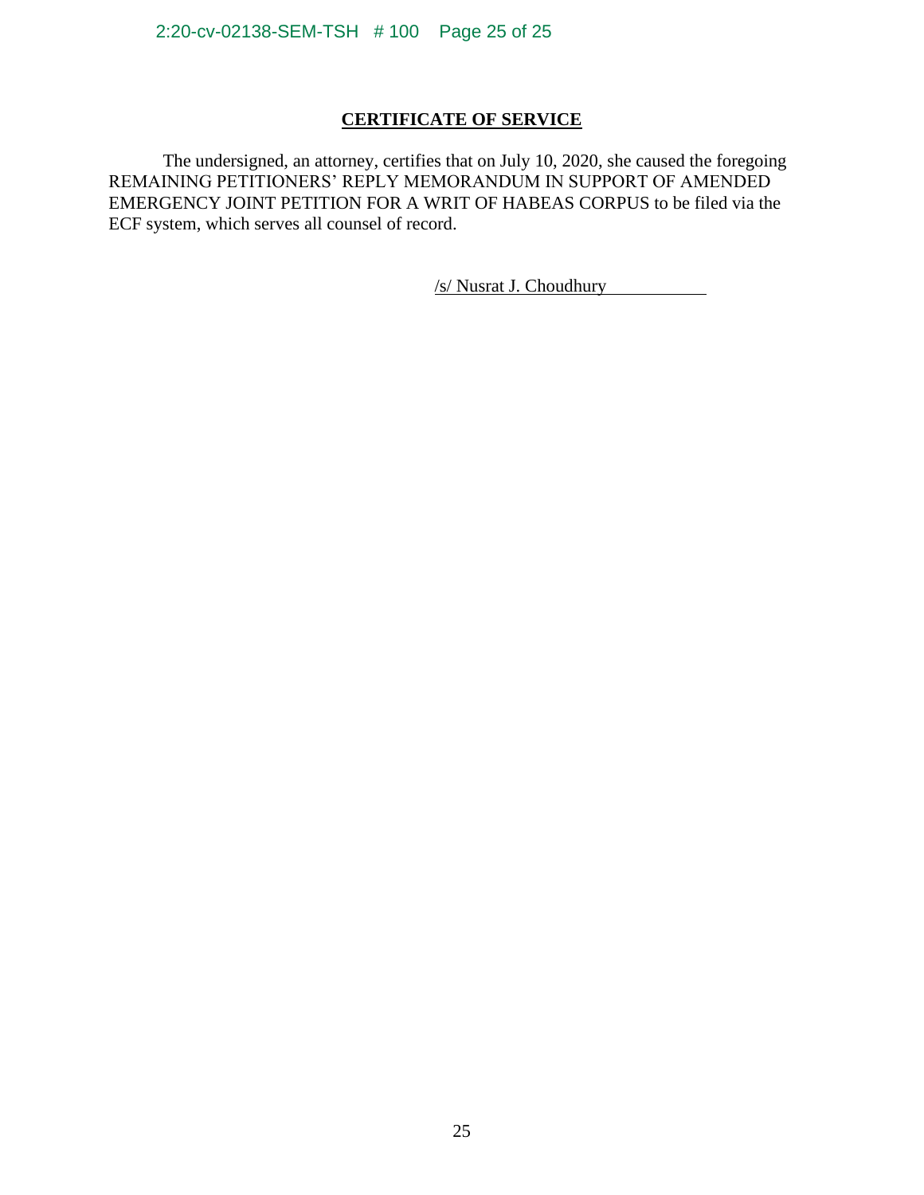## CERTIFICATE OF SERVICE

The undersigned, an attorney, certifies that on July 10, 2020, she caused the foregoing REMAINING PETITIONERS' REPLY MEMORANDUM IN SUPPORT OF AMENDED EMERGENCY JOINT PETITION FOR A WRIT OF HABEAS CORPUS to be filed via the ECF system, which serves all counsel of record.

/s/ Nusrat J. Choudhury